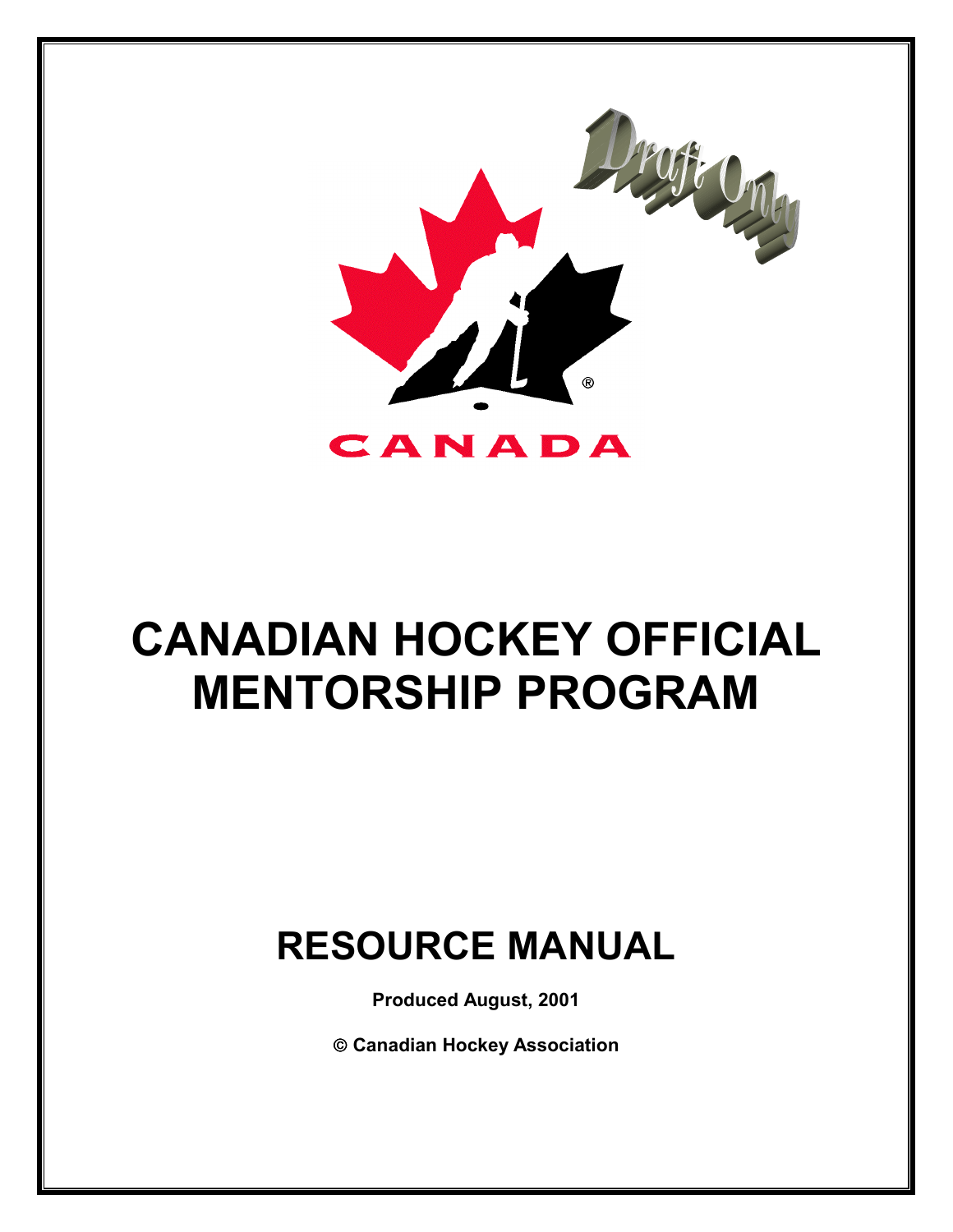Draft Only

CANADA

# CANADIAN HOCKEY OFFICIAL MENTORSHIP PROGRAM

## RESOURCE MANUAL

**Produced August, 2001**

**© Canadian Hockey Association**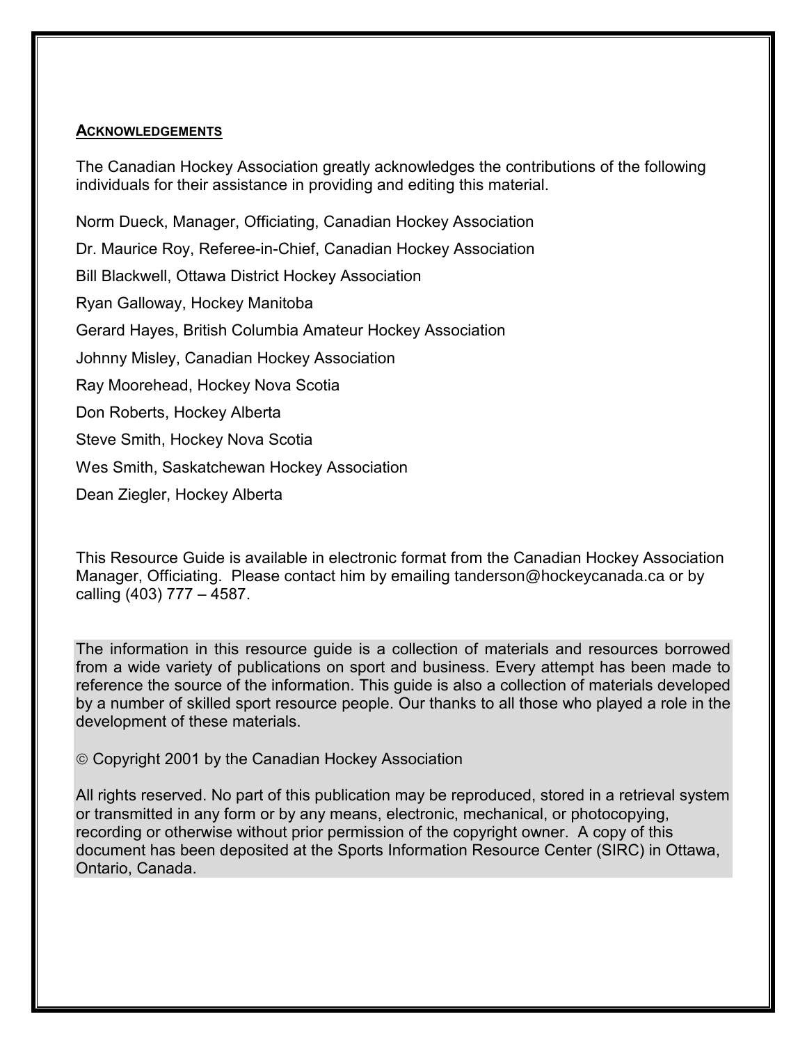## ACKNOWLEDGEMENTS

The Canadian Hockey Association greatly acknowledges the contributions of the following individuals for their assistance in providing and editing this material.

Norm Dueck, Manager, Officiating, Canadian Hockey Association

Dr. Maurice Roy, Referee-in-Chief, Canadian Hockey Association

Bill Blackwell, Ottawa District Hockey Association

Ryan Galloway, Hockey Manitoba

Gerard Hayes, British Columbia Amateur Hockey Association

Johnny Misley, Canadian Hockey Association

Ray Moorehead, Hockey Nova Scotia

Don Roberts, Hockey Alberta

Steve Smith, Hockey Nova Scotia

Wes Smith, Saskatchewan Hockey Association

Dean Ziegler, Hockey Alberta

This Resource Guide is available in electronic format from the Canadian Hockey Association Manager, Officiating. Please contact him by emailing tanderson@hockeycanada.ca or by calling (403) 777 – 4587.

The information in this resource guide is a collection of materials and resources borrowed from a wide variety of publications on sport and business. Every attempt has been made to reference the source of the information. This guide is also a collection of materials developed by a number of skilled sport resource people. Our thanks to all those who played a role in the development of these materials.

© Copyright 2001 by the Canadian Hockey Association

All rights reserved. No part of this publication may be reproduced, stored in a retrieval system or transmitted in any form or by any means, electronic, mechanical, or photocopying, recording or otherwise without prior permission of the copyright owner. A copy of this document has been deposited at the Sports Information Resource Center (SIRC) in Ottawa, Ontario, Canada.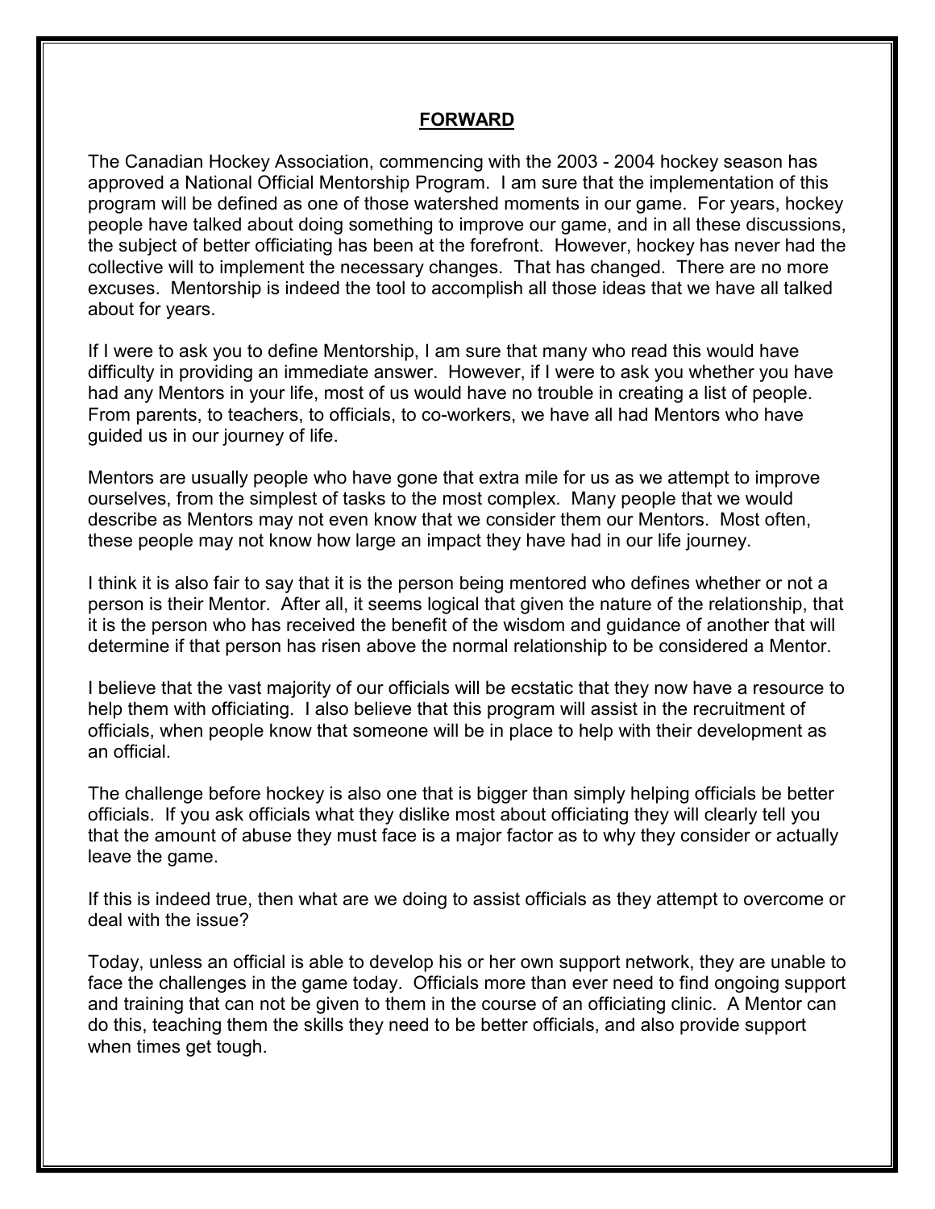## FORWARD

The Canadian Hockey Association, commencing with the 2003 - 2004 hockey season has approved a National Official Mentorship Program. I am sure that the implementation of this program will be defined as one of those watershed moments in our game. For years, hockey people have talked about doing something to improve our game, and in all these discussions, the subject of better officiating has been at the forefront. However, hockey has never had the collective will to implement the necessary changes. That has changed. There are no more excuses. Mentorship is indeed the tool to accomplish all those ideas that we have all talked about for years.

If I were to ask you to define Mentorship, I am sure that many who read this would have difficulty in providing an immediate answer. However, if I were to ask you whether you have had any Mentors in your life, most of us would have no trouble in creating a list of people. From parents, to teachers, to officials, to co-workers, we have all had Mentors who have guided us in our journey of life.

Mentors are usually people who have gone that extra mile for us as we attempt to improve ourselves, from the simplest of tasks to the most complex. Many people that we would describe as Mentors may not even know that we consider them our Mentors. Most often, these people may not know how large an impact they have had in our life journey.

I think it is also fair to say that it is the person being mentored who defines whether or not a person is their Mentor. After all, it seems logical that given the nature of the relationship, that it is the person who has received the benefit of the wisdom and guidance of another that will determine if that person has risen above the normal relationship to be considered a Mentor.

I believe that the vast majority of our officials will be ecstatic that they now have a resource to help them with officiating. I also believe that this program will assist in the recruitment of officials, when people know that someone will be in place to help with their development as an official.

The challenge before hockey is also one that is bigger than simply helping officials be better officials. If you ask officials what they dislike most about officiating they will clearly tell you that the amount of abuse they must face is a major factor as to why they consider or actually leave the game.

If this is indeed true, then what are we doing to assist officials as they attempt to overcome or deal with the issue?

Today, unless an official is able to develop his or her own support network, they are unable to face the challenges in the game today. Officials more than ever need to find ongoing support and training that can not be given to them in the course of an officiating clinic. A Mentor can do this, teaching them the skills they need to be better officials, and also provide support when times get tough.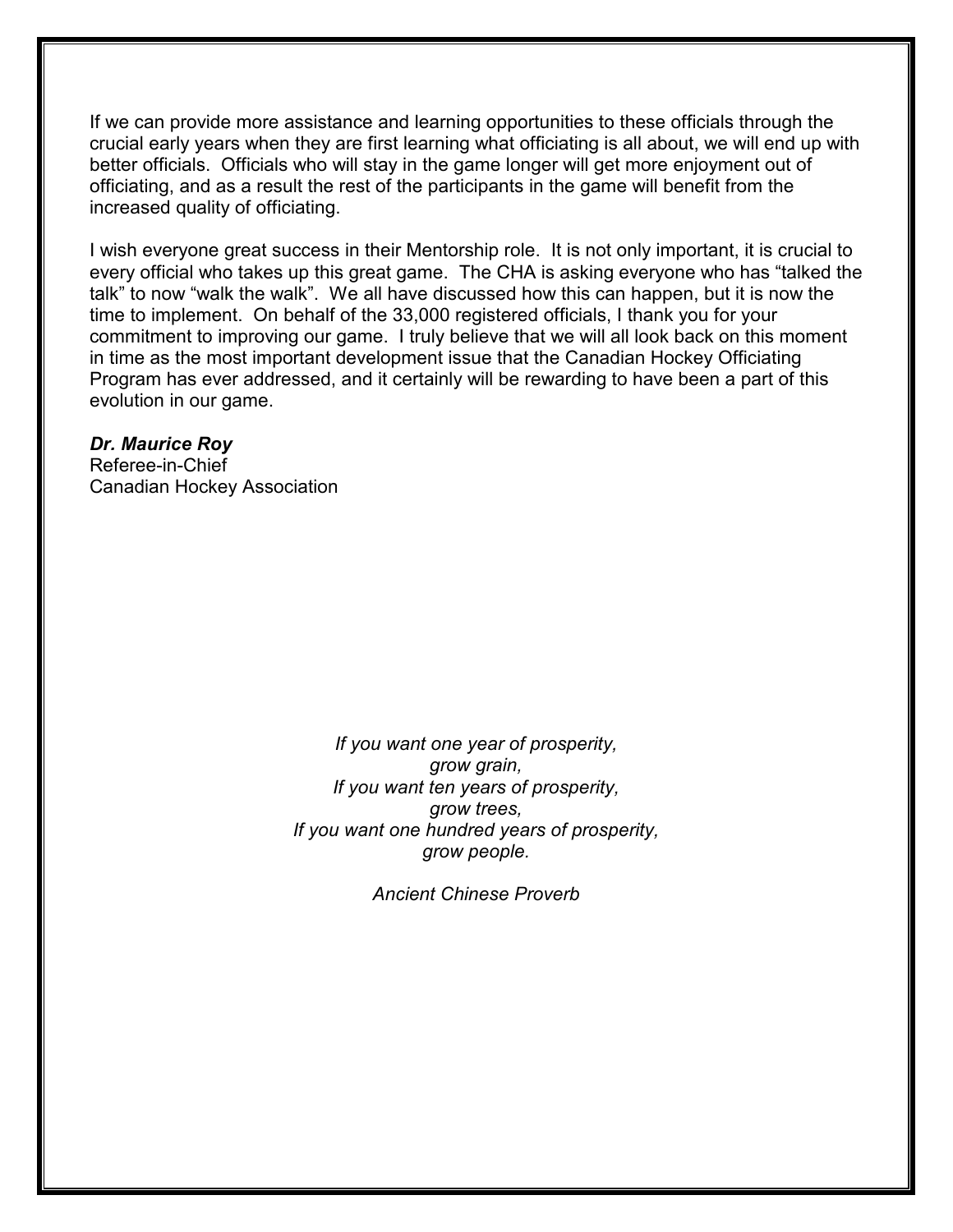If we can provide more assistance and learning opportunities to these officials through the crucial early years when they are first learning what officiating is all about, we will end up with better officials. Officials who will stay in the game longer will get more enjoyment out of officiating, and as a result the rest of the participants in the game will benefit from the increased quality of officiating.

I wish everyone great success in their Mentorship role. It is not only important, it is crucial to every official who takes up this great game. The CHA is asking everyone who has "talked the talk" to now "walk the walk". We all have discussed how this can happen, but it is now the time to implement. On behalf of the 33,000 registered officials, I thank you for your commitment to improving our game. I truly believe that we will all look back on this moment in time as the most important development issue that the Canadian Hockey Officiating Program has ever addressed, and it certainly will be rewarding to have been a part of this evolution in our game.

***Dr. Maurice Roy***
Referee-in-Chief
Canadian Hockey Association

*If you want one year of prosperity,*
*grow grain,*
*If you want ten years of prosperity,*
*grow trees,*
*If you want one hundred years of prosperity,*
*grow people.*

*Ancient Chinese Proverb*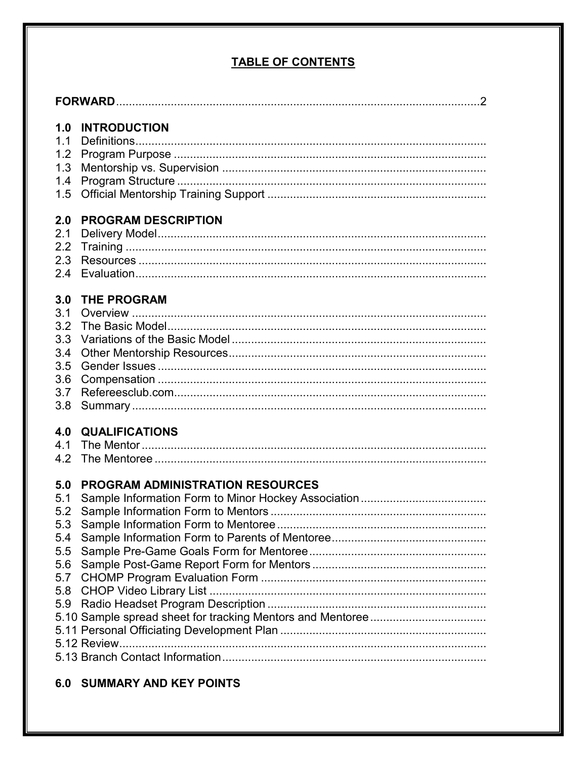## TABLE OF CONTENTS

**FORWARD**.................................................................................................................2

**1.0 INTRODUCTION**
- 1.1 Definitions..........................................................................................................
- 1.2 Program Purpose ................................................................................................
- 1.3 Mentorship vs. Supervision ..................................................................................
- 1.4 Program Structure ...............................................................................................
- 1.5 Official Mentorship Training Support ...................................................................

**2.0 PROGRAM DESCRIPTION**
- 2.1 Delivery Model....................................................................................................
- 2.2 Training ..............................................................................................................
- 2.3 Resources ..........................................................................................................
- 2.4 Evaluation...........................................................................................................

**3.0 THE PROGRAM**
- 3.1 Overview .............................................................................................................
- 3.2 The Basic Model..................................................................................................
- 3.3 Variations of the Basic Model ..............................................................................
- 3.4 Other Mentorship Resources...............................................................................
- 3.5 Gender Issues .....................................................................................................
- 3.6 Compensation .....................................................................................................
- 3.7 Refereesclub.com................................................................................................
- 3.8 Summary .............................................................................................................

**4.0 QUALIFICATIONS**
- 4.1 The Mentor ..........................................................................................................
- 4.2 The Mentoree ......................................................................................................

**5.0 PROGRAM ADMINISTRATION RESOURCES**
- 5.1 Sample Information Form to Minor Hockey Association .......................................
- 5.2 Sample Information Form to Mentors ..................................................................
- 5.3 Sample Information Form to Mentoree ................................................................
- 5.4 Sample Information Form to Parents of Mentoree...............................................
- 5.5 Sample Pre-Game Goals Form for Mentoree......................................................
- 5.6 Sample Post-Game Report Form for Mentors .....................................................
- 5.7 CHOMP Program Evaluation Form .....................................................................
- 5.8 CHOP Video Library List .....................................................................................
- 5.9 Radio Headset Program Description ...................................................................
- 5.10 Sample spread sheet for tracking Mentors and Mentoree...................................
- 5.11 Personal Officiating Development Plan ..............................................................
- 5.12 Review................................................................................................................
- 5.13 Branch Contact Information.................................................................................

**6.0 SUMMARY AND KEY POINTS**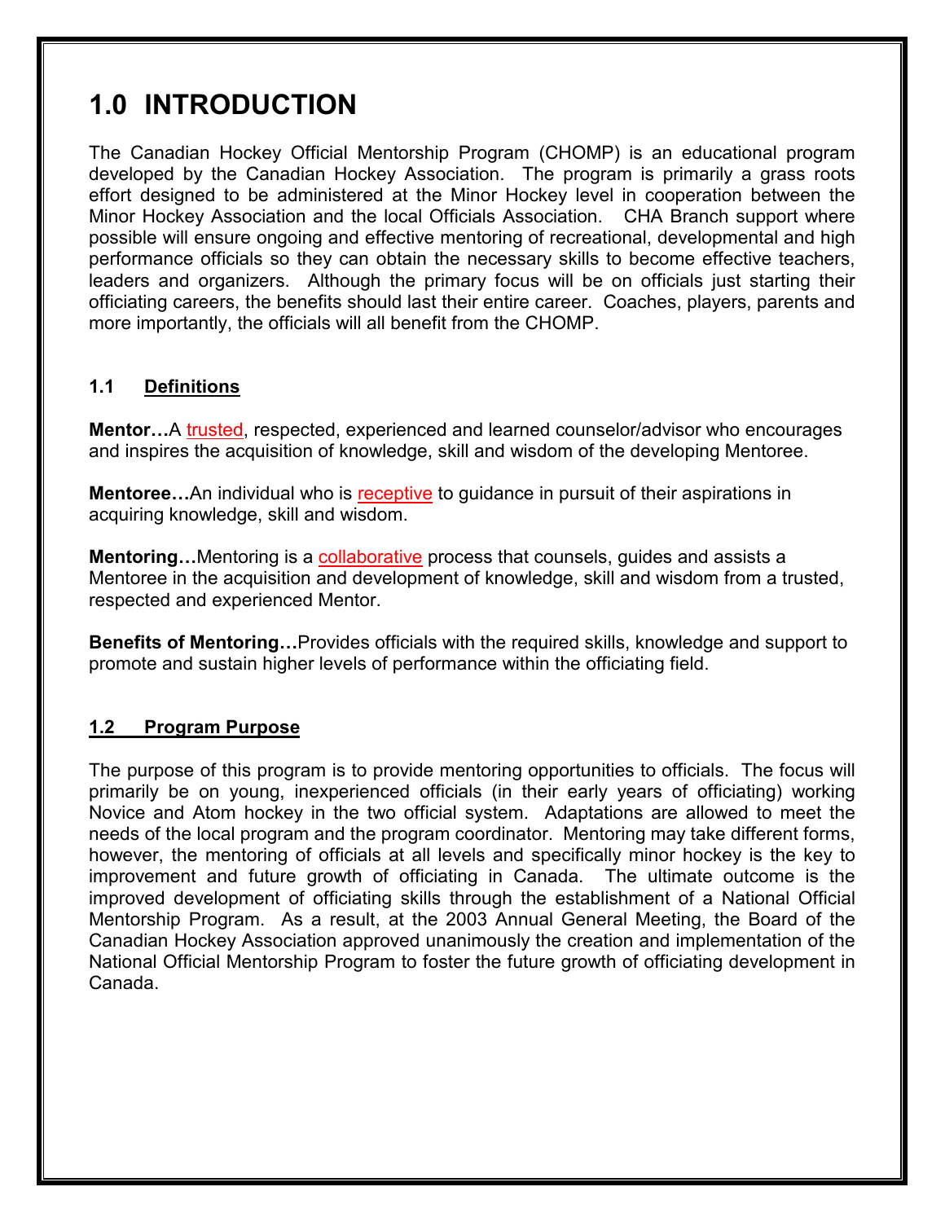# 1.0 INTRODUCTION

The Canadian Hockey Official Mentorship Program (CHOMP) is an educational program developed by the Canadian Hockey Association. The program is primarily a grass roots effort designed to be administered at the Minor Hockey level in cooperation between the Minor Hockey Association and the local Officials Association. CHA Branch support where possible will ensure ongoing and effective mentoring of recreational, developmental and high performance officials so they can obtain the necessary skills to become effective teachers, leaders and organizers. Although the primary focus will be on officials just starting their officiating careers, the benefits should last their entire career. Coaches, players, parents and more importantly, the officials will all benefit from the CHOMP.

## 1.1 Definitions

**Mentor…**A trusted, respected, experienced and learned counselor/advisor who encourages and inspires the acquisition of knowledge, skill and wisdom of the developing Mentoree.

**Mentoree…**An individual who is receptive to guidance in pursuit of their aspirations in acquiring knowledge, skill and wisdom.

**Mentoring…**Mentoring is a collaborative process that counsels, guides and assists a Mentoree in the acquisition and development of knowledge, skill and wisdom from a trusted, respected and experienced Mentor.

**Benefits of Mentoring…**Provides officials with the required skills, knowledge and support to promote and sustain higher levels of performance within the officiating field.

## 1.2 Program Purpose

The purpose of this program is to provide mentoring opportunities to officials. The focus will primarily be on young, inexperienced officials (in their early years of officiating) working Novice and Atom hockey in the two official system. Adaptations are allowed to meet the needs of the local program and the program coordinator. Mentoring may take different forms, however, the mentoring of officials at all levels and specifically minor hockey is the key to improvement and future growth of officiating in Canada. The ultimate outcome is the improved development of officiating skills through the establishment of a National Official Mentorship Program. As a result, at the 2003 Annual General Meeting, the Board of the Canadian Hockey Association approved unanimously the creation and implementation of the National Official Mentorship Program to foster the future growth of officiating development in Canada.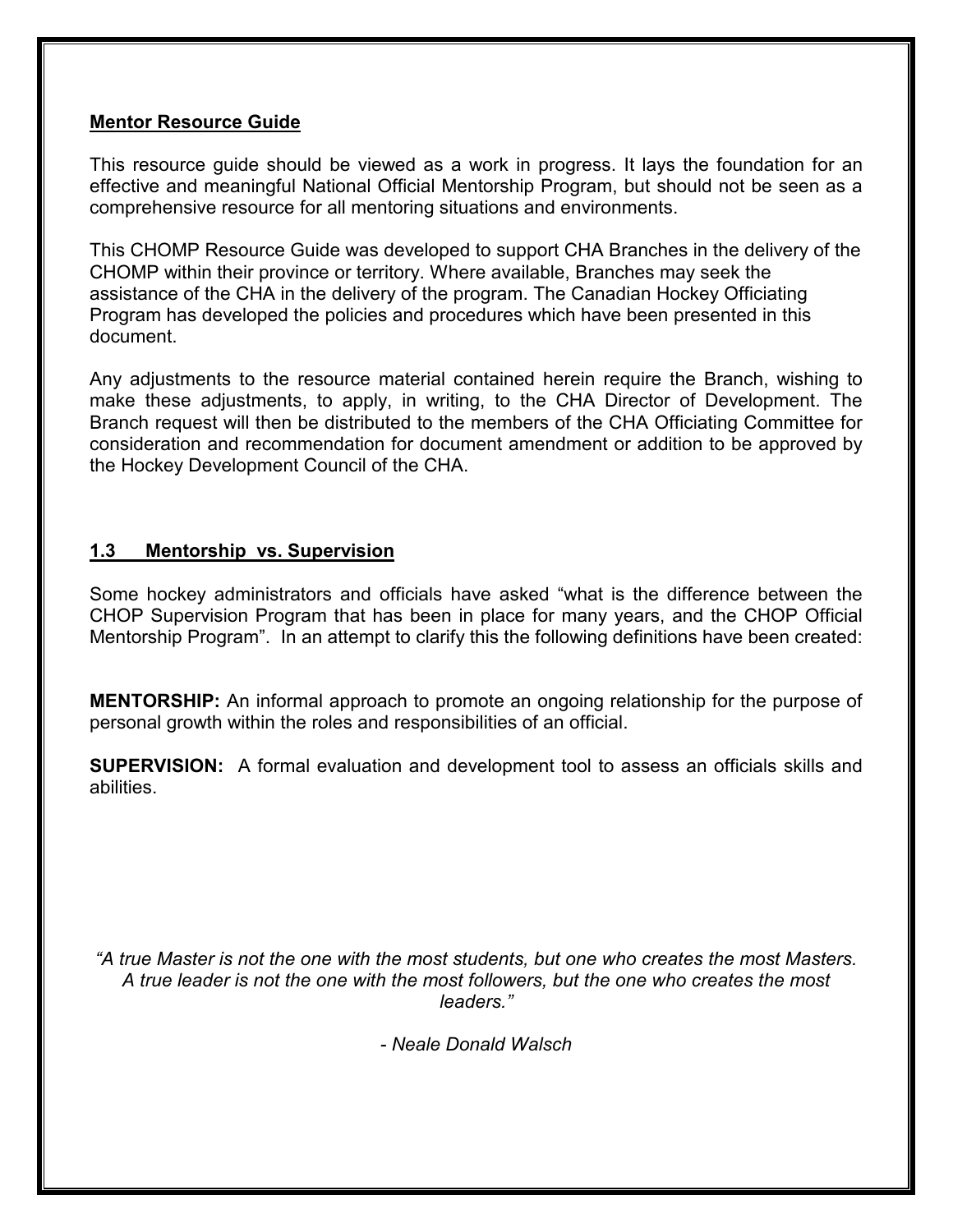## Mentor Resource Guide

This resource guide should be viewed as a work in progress. It lays the foundation for an effective and meaningful National Official Mentorship Program, but should not be seen as a comprehensive resource for all mentoring situations and environments.

This CHOMP Resource Guide was developed to support CHA Branches in the delivery of the CHOMP within their province or territory. Where available, Branches may seek the assistance of the CHA in the delivery of the program. The Canadian Hockey Officiating Program has developed the policies and procedures which have been presented in this document.

Any adjustments to the resource material contained herein require the Branch, wishing to make these adjustments, to apply, in writing, to the CHA Director of Development. The Branch request will then be distributed to the members of the CHA Officiating Committee for consideration and recommendation for document amendment or addition to be approved by the Hockey Development Council of the CHA.

## 1.3 Mentorship vs. Supervision

Some hockey administrators and officials have asked "what is the difference between the CHOP Supervision Program that has been in place for many years, and the CHOP Official Mentorship Program". In an attempt to clarify this the following definitions have been created:

**MENTORSHIP:** An informal approach to promote an ongoing relationship for the purpose of personal growth within the roles and responsibilities of an official.

**SUPERVISION:** A formal evaluation and development tool to assess an officials skills and abilities.

*"A true Master is not the one with the most students, but one who creates the most Masters. A true leader is not the one with the most followers, but the one who creates the most leaders."*

*- Neale Donald Walsch*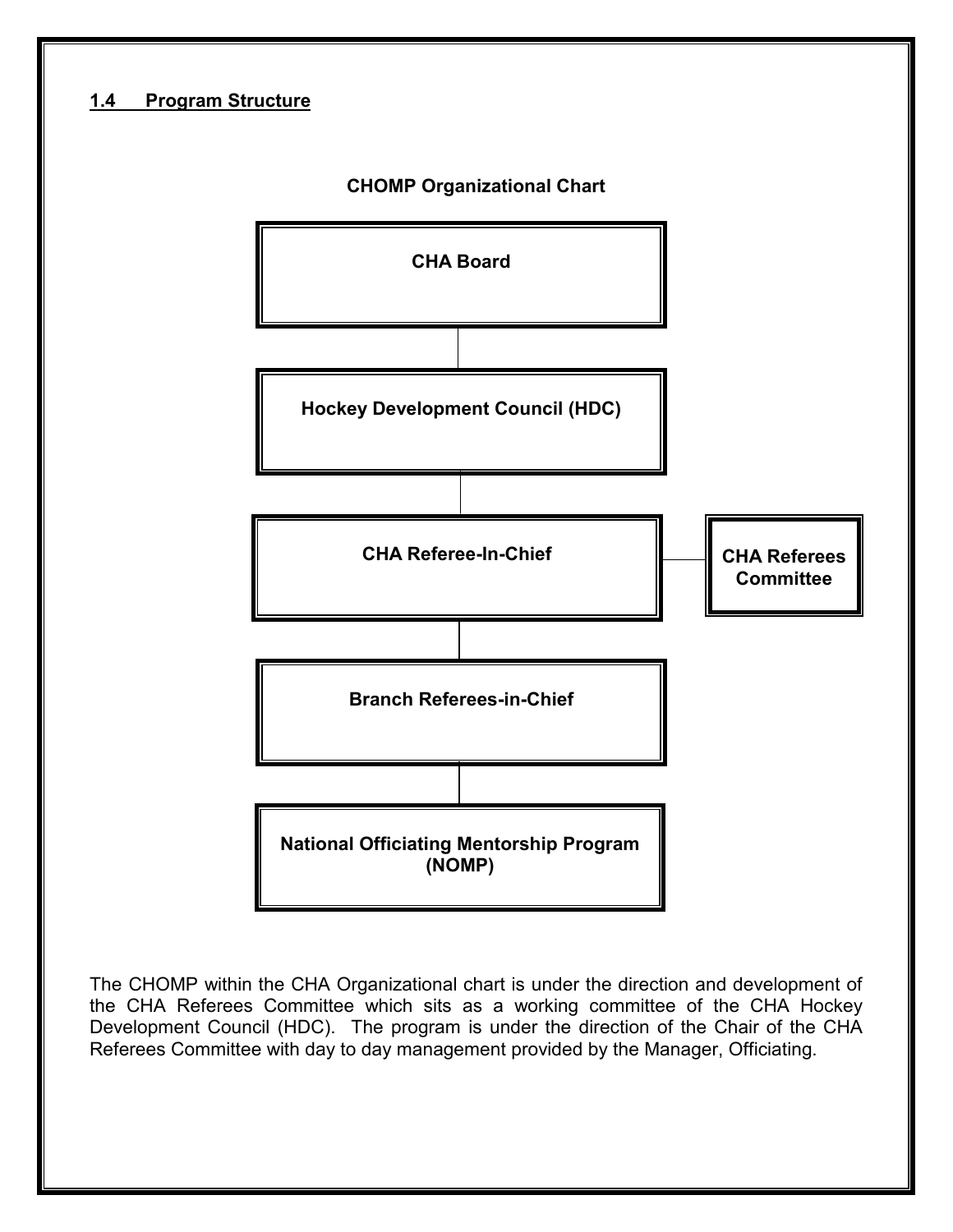## 1.4 Program Structure

**CHOMP Organizational Chart**

**CHA Board**

**Hockey Development Council (HDC)**

**CHA Referee-In-Chief** — **CHA Referees Committee**

**Branch Referees-in-Chief**

**National Officiating Mentorship Program (NOMP)**

The CHOMP within the CHA Organizational chart is under the direction and development of the CHA Referees Committee which sits as a working committee of the CHA Hockey Development Council (HDC). The program is under the direction of the Chair of the CHA Referees Committee with day to day management provided by the Manager, Officiating.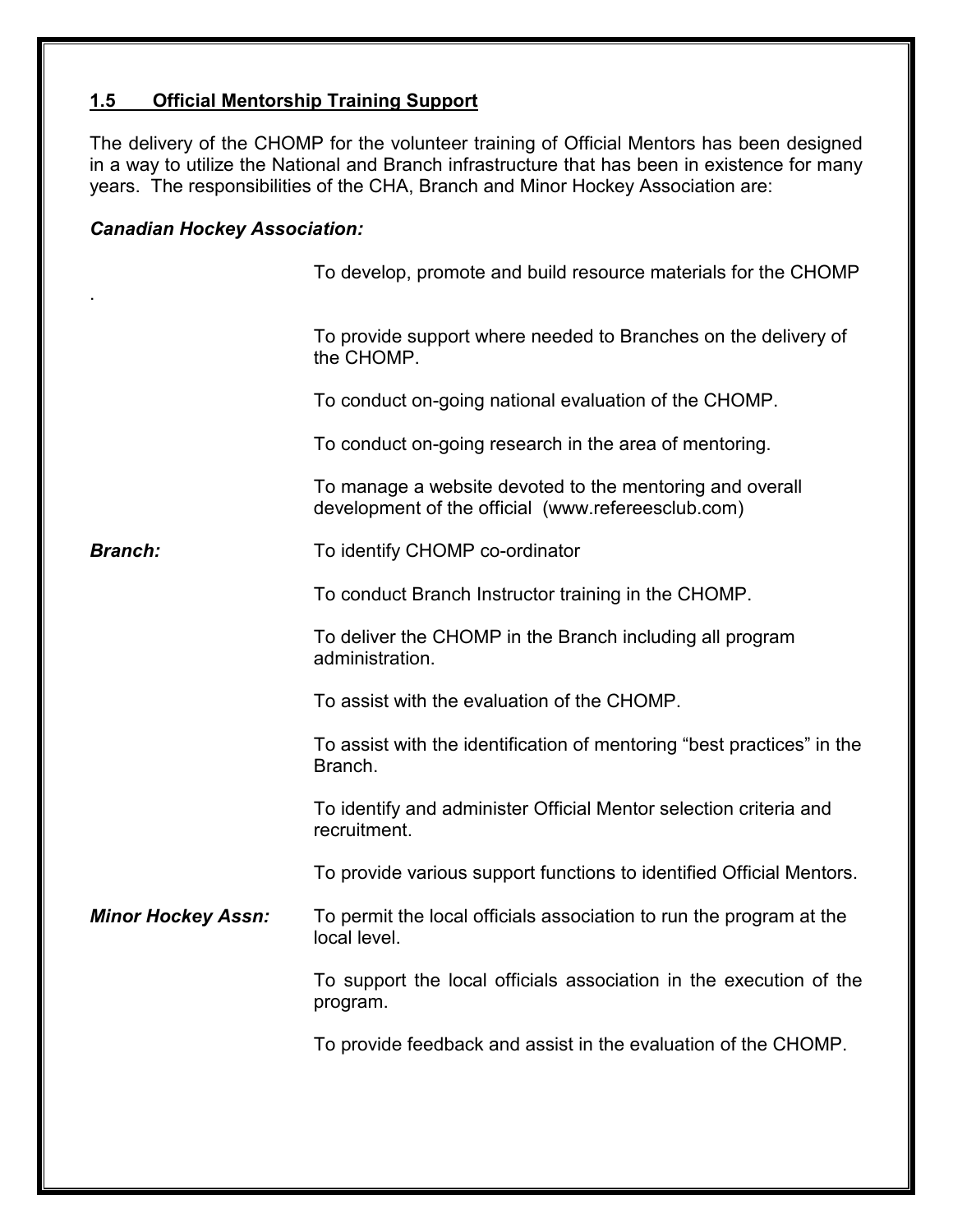## 1.5 Official Mentorship Training Support

The delivery of the CHOMP for the volunteer training of Official Mentors has been designed in a way to utilize the National and Branch infrastructure that has been in existence for many years. The responsibilities of the CHA, Branch and Minor Hockey Association are:

***Canadian Hockey Association:***

To develop, promote and build resource materials for the CHOMP

.

To provide support where needed to Branches on the delivery of the CHOMP.

To conduct on-going national evaluation of the CHOMP.

To conduct on-going research in the area of mentoring.

To manage a website devoted to the mentoring and overall development of the official (www.refereesclub.com)

***Branch:***

To identify CHOMP co-ordinator

To conduct Branch Instructor training in the CHOMP.

To deliver the CHOMP in the Branch including all program administration.

To assist with the evaluation of the CHOMP.

To assist with the identification of mentoring “best practices” in the Branch.

To identify and administer Official Mentor selection criteria and recruitment.

To provide various support functions to identified Official Mentors.

***Minor Hockey Assn:***

To permit the local officials association to run the program at the local level.

To support the local officials association in the execution of the program.

To provide feedback and assist in the evaluation of the CHOMP.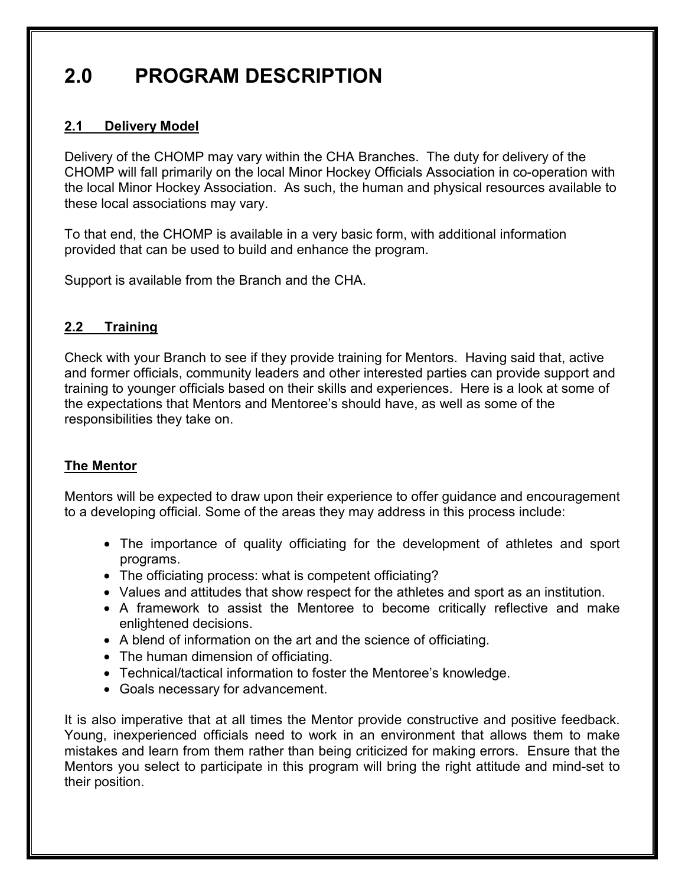# 2.0 PROGRAM DESCRIPTION

## 2.1 Delivery Model

Delivery of the CHOMP may vary within the CHA Branches. The duty for delivery of the CHOMP will fall primarily on the local Minor Hockey Officials Association in co-operation with the local Minor Hockey Association. As such, the human and physical resources available to these local associations may vary.

To that end, the CHOMP is available in a very basic form, with additional information provided that can be used to build and enhance the program.

Support is available from the Branch and the CHA.

## 2.2 Training

Check with your Branch to see if they provide training for Mentors. Having said that, active and former officials, community leaders and other interested parties can provide support and training to younger officials based on their skills and experiences. Here is a look at some of the expectations that Mentors and Mentoree's should have, as well as some of the responsibilities they take on.

### The Mentor

Mentors will be expected to draw upon their experience to offer guidance and encouragement to a developing official. Some of the areas they may address in this process include:

- The importance of quality officiating for the development of athletes and sport programs.
- The officiating process: what is competent officiating?
- Values and attitudes that show respect for the athletes and sport as an institution.
- A framework to assist the Mentoree to become critically reflective and make enlightened decisions.
- A blend of information on the art and the science of officiating.
- The human dimension of officiating.
- Technical/tactical information to foster the Mentoree's knowledge.
- Goals necessary for advancement.

It is also imperative that at all times the Mentor provide constructive and positive feedback. Young, inexperienced officials need to work in an environment that allows them to make mistakes and learn from them rather than being criticized for making errors. Ensure that the Mentors you select to participate in this program will bring the right attitude and mind-set to their position.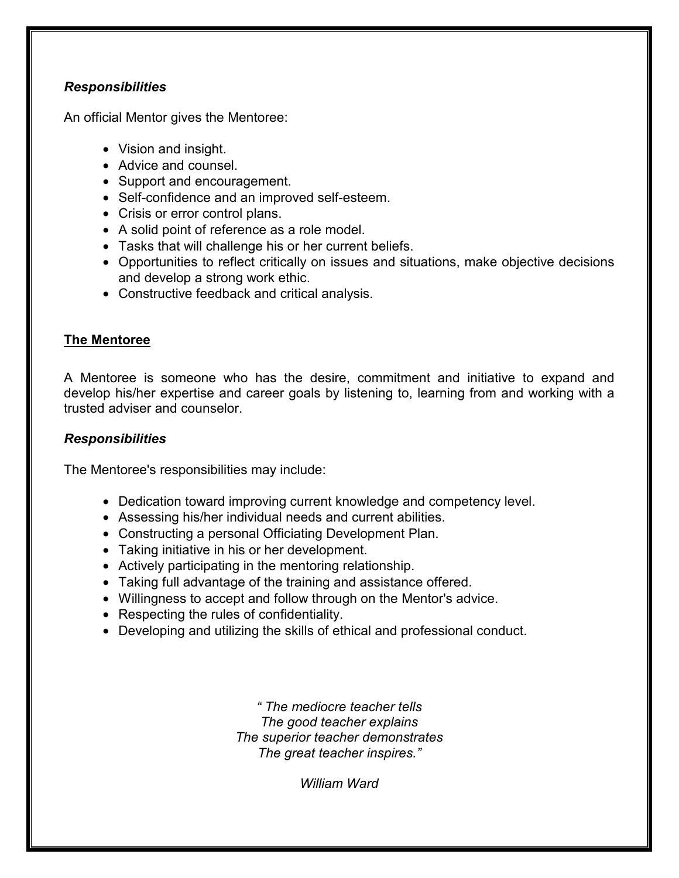***Responsibilities***

An official Mentor gives the Mentoree:

- Vision and insight.
- Advice and counsel.
- Support and encouragement.
- Self-confidence and an improved self-esteem.
- Crisis or error control plans.
- A solid point of reference as a role model.
- Tasks that will challenge his or her current beliefs.
- Opportunities to reflect critically on issues and situations, make objective decisions and develop a strong work ethic.
- Constructive feedback and critical analysis.

## **The Mentoree**

A Mentoree is someone who has the desire, commitment and initiative to expand and develop his/her expertise and career goals by listening to, learning from and working with a trusted adviser and counselor.

***Responsibilities***

The Mentoree's responsibilities may include:

- Dedication toward improving current knowledge and competency level.
- Assessing his/her individual needs and current abilities.
- Constructing a personal Officiating Development Plan.
- Taking initiative in his or her development.
- Actively participating in the mentoring relationship.
- Taking full advantage of the training and assistance offered.
- Willingness to accept and follow through on the Mentor's advice.
- Respecting the rules of confidentiality.
- Developing and utilizing the skills of ethical and professional conduct.

*" The mediocre teacher tells*
*The good teacher explains*
*The superior teacher demonstrates*
*The great teacher inspires."*

*William Ward*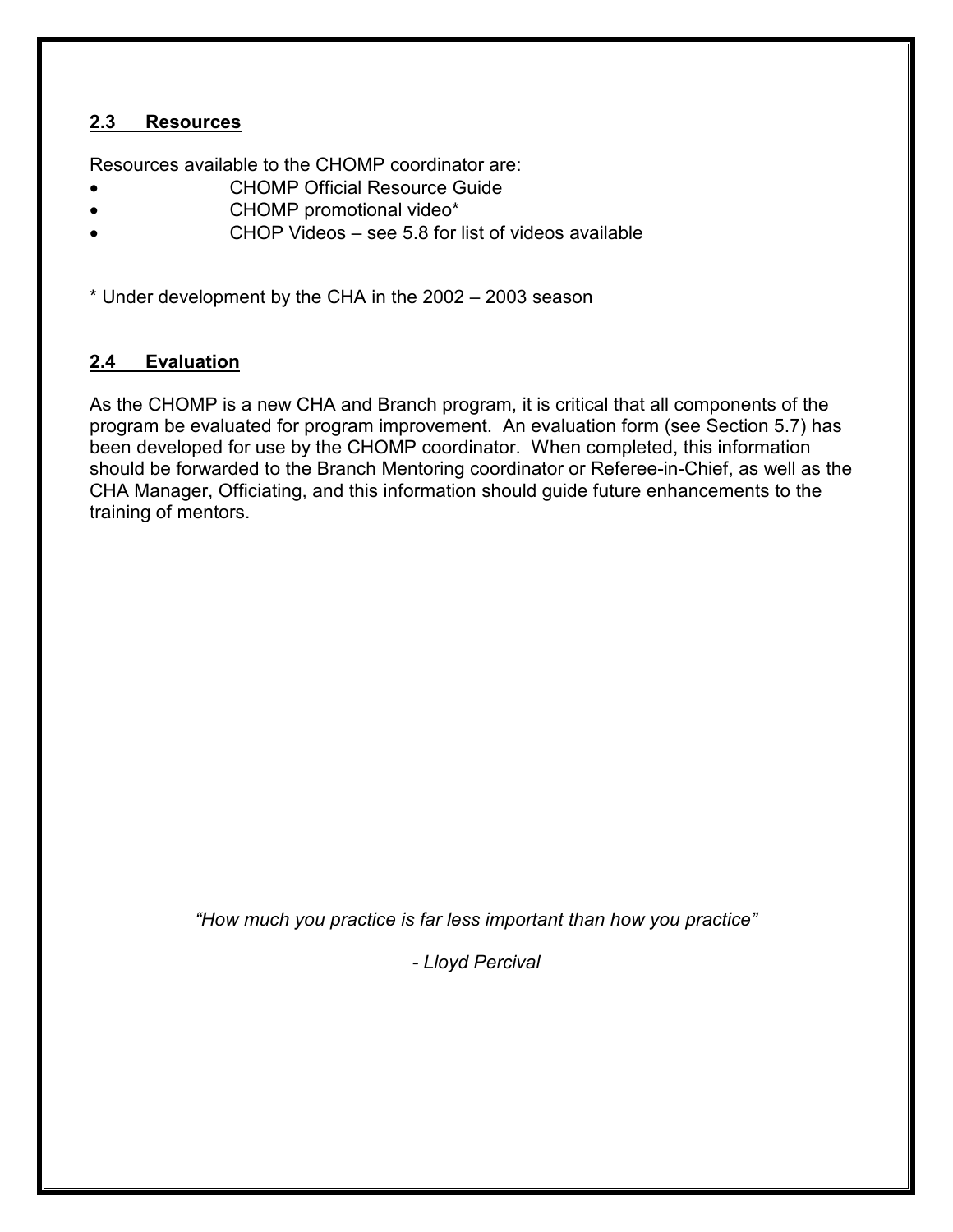## 2.3 Resources

Resources available to the CHOMP coordinator are:

- CHOMP Official Resource Guide
- CHOMP promotional video*
- CHOP Videos – see 5.8 for list of videos available

* Under development by the CHA in the 2002 – 2003 season

## 2.4 Evaluation

As the CHOMP is a new CHA and Branch program, it is critical that all components of the program be evaluated for program improvement. An evaluation form (see Section 5.7) has been developed for use by the CHOMP coordinator. When completed, this information should be forwarded to the Branch Mentoring coordinator or Referee-in-Chief, as well as the CHA Manager, Officiating, and this information should guide future enhancements to the training of mentors.

*"How much you practice is far less important than how you practice"*

*- Lloyd Percival*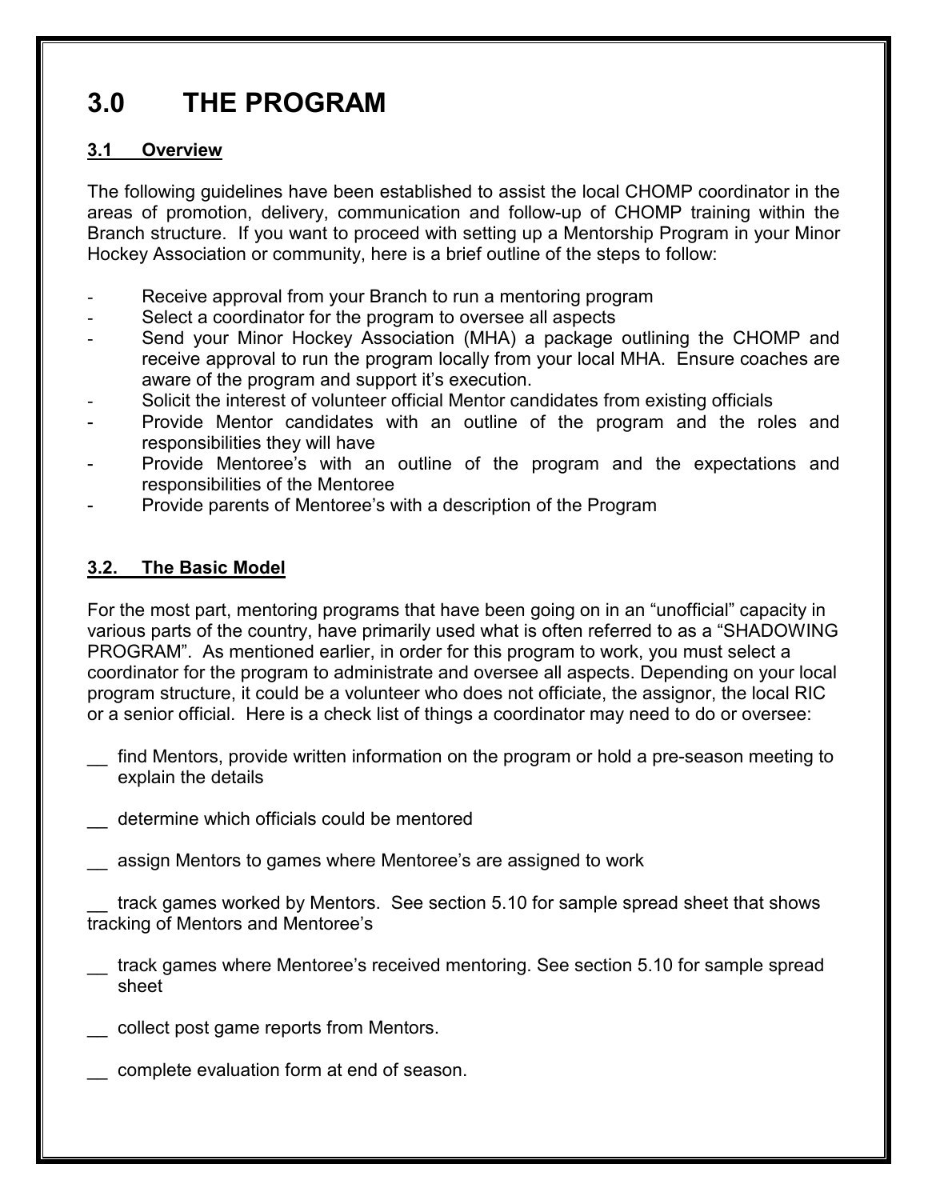# 3.0 THE PROGRAM

## 3.1 Overview

The following guidelines have been established to assist the local CHOMP coordinator in the areas of promotion, delivery, communication and follow-up of CHOMP training within the Branch structure. If you want to proceed with setting up a Mentorship Program in your Minor Hockey Association or community, here is a brief outline of the steps to follow:

- Receive approval from your Branch to run a mentoring program
- Select a coordinator for the program to oversee all aspects
- Send your Minor Hockey Association (MHA) a package outlining the CHOMP and receive approval to run the program locally from your local MHA. Ensure coaches are aware of the program and support it's execution.
- Solicit the interest of volunteer official Mentor candidates from existing officials
- Provide Mentor candidates with an outline of the program and the roles and responsibilities they will have
- Provide Mentoree's with an outline of the program and the expectations and responsibilities of the Mentoree
- Provide parents of Mentoree's with a description of the Program

## 3.2. The Basic Model

For the most part, mentoring programs that have been going on in an "unofficial" capacity in various parts of the country, have primarily used what is often referred to as a "SHADOWING PROGRAM". As mentioned earlier, in order for this program to work, you must select a coordinator for the program to administrate and oversee all aspects. Depending on your local program structure, it could be a volunteer who does not officiate, the assignor, the local RIC or a senior official. Here is a check list of things a coordinator may need to do or oversee:

__ find Mentors, provide written information on the program or hold a pre-season meeting to explain the details

__ determine which officials could be mentored

__ assign Mentors to games where Mentoree's are assigned to work

__ track games worked by Mentors. See section 5.10 for sample spread sheet that shows tracking of Mentors and Mentoree's

__ track games where Mentoree's received mentoring. See section 5.10 for sample spread sheet

__ collect post game reports from Mentors.

__ complete evaluation form at end of season.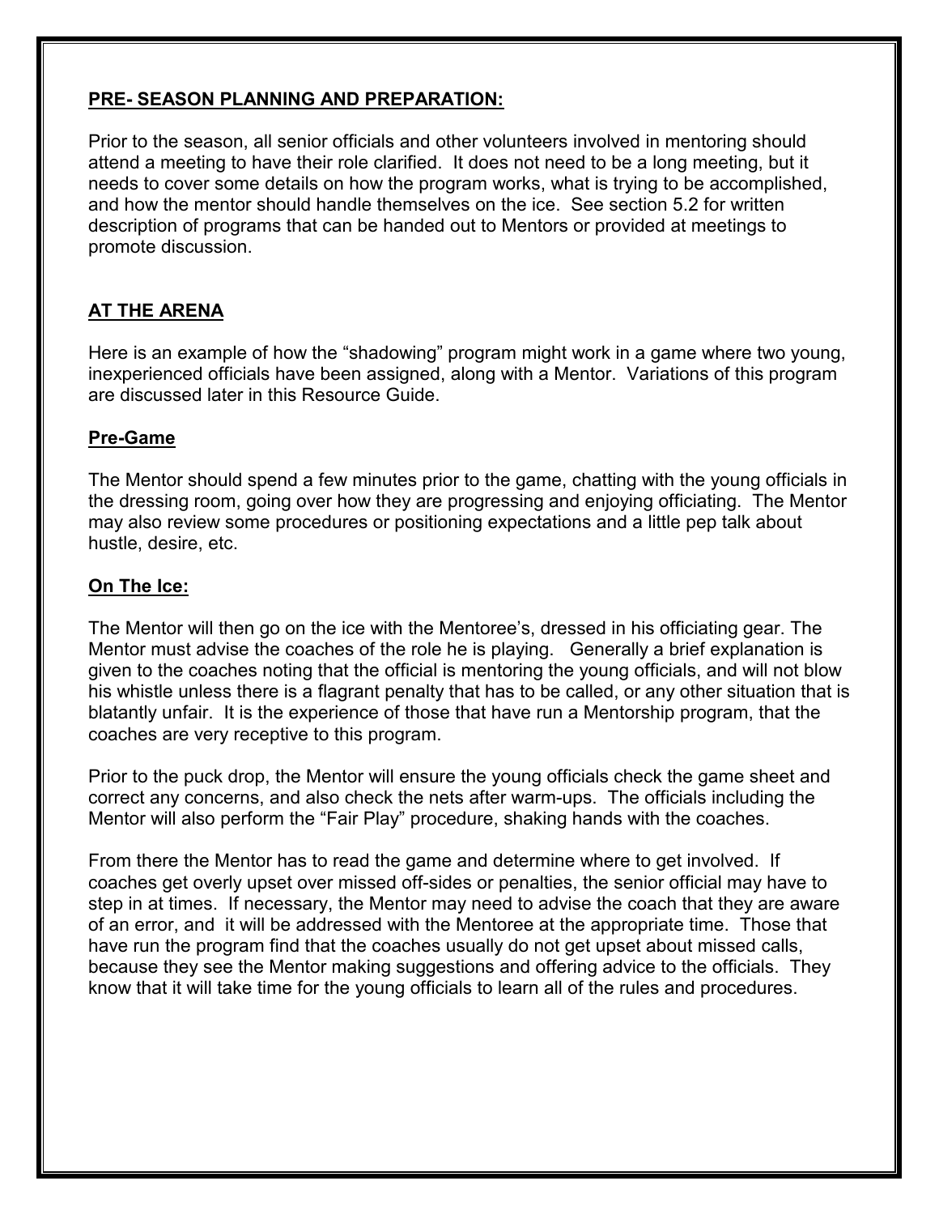## PRE- SEASON PLANNING AND PREPARATION:

Prior to the season, all senior officials and other volunteers involved in mentoring should attend a meeting to have their role clarified. It does not need to be a long meeting, but it needs to cover some details on how the program works, what is trying to be accomplished, and how the mentor should handle themselves on the ice. See section 5.2 for written description of programs that can be handed out to Mentors or provided at meetings to promote discussion.

## AT THE ARENA

Here is an example of how the "shadowing" program might work in a game where two young, inexperienced officials have been assigned, along with a Mentor. Variations of this program are discussed later in this Resource Guide.

### Pre-Game

The Mentor should spend a few minutes prior to the game, chatting with the young officials in the dressing room, going over how they are progressing and enjoying officiating. The Mentor may also review some procedures or positioning expectations and a little pep talk about hustle, desire, etc.

### On The Ice:

The Mentor will then go on the ice with the Mentoree's, dressed in his officiating gear. The Mentor must advise the coaches of the role he is playing. Generally a brief explanation is given to the coaches noting that the official is mentoring the young officials, and will not blow his whistle unless there is a flagrant penalty that has to be called, or any other situation that is blatantly unfair. It is the experience of those that have run a Mentorship program, that the coaches are very receptive to this program.

Prior to the puck drop, the Mentor will ensure the young officials check the game sheet and correct any concerns, and also check the nets after warm-ups. The officials including the Mentor will also perform the "Fair Play" procedure, shaking hands with the coaches.

From there the Mentor has to read the game and determine where to get involved. If coaches get overly upset over missed off-sides or penalties, the senior official may have to step in at times. If necessary, the Mentor may need to advise the coach that they are aware of an error, and it will be addressed with the Mentoree at the appropriate time. Those that have run the program find that the coaches usually do not get upset about missed calls, because they see the Mentor making suggestions and offering advice to the officials. They know that it will take time for the young officials to learn all of the rules and procedures.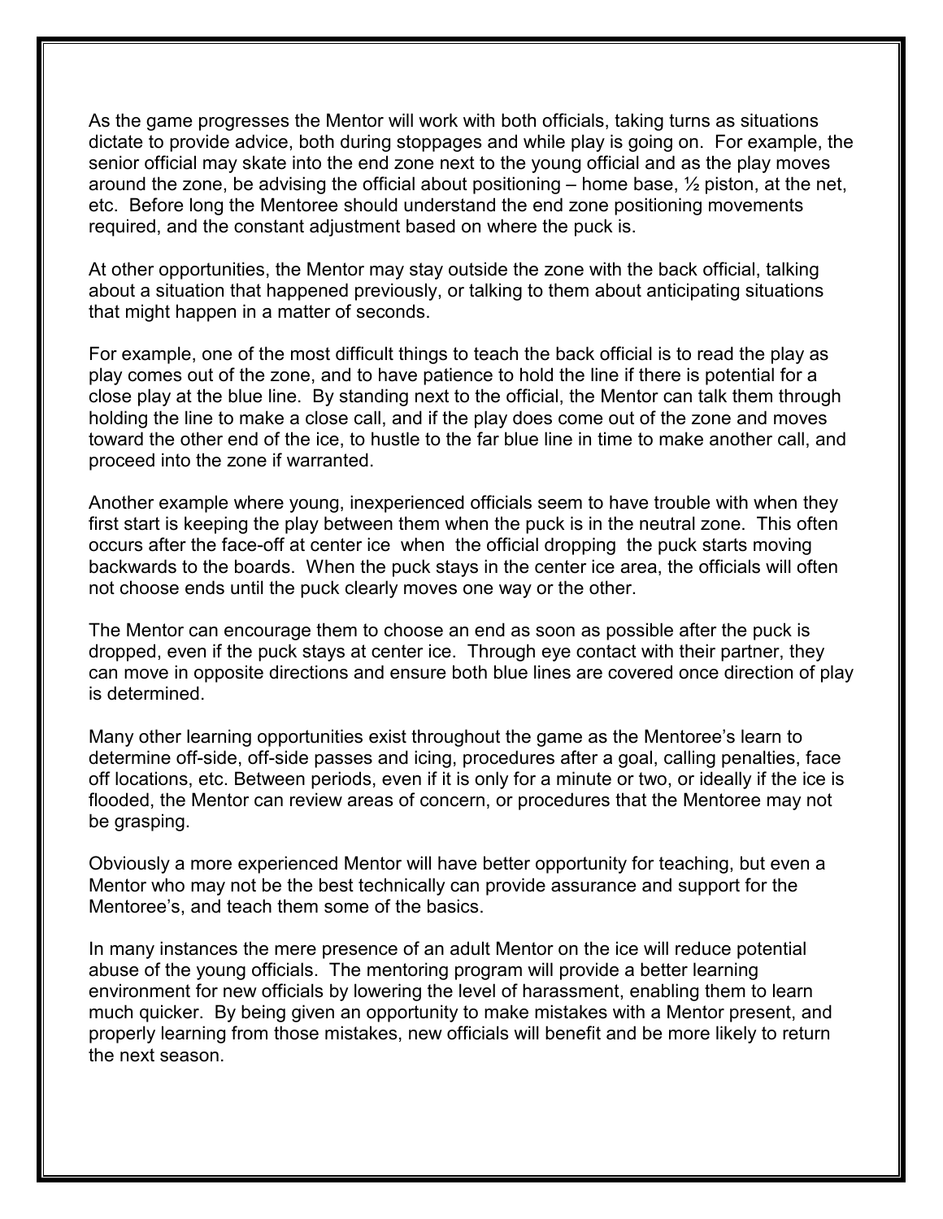As the game progresses the Mentor will work with both officials, taking turns as situations dictate to provide advice, both during stoppages and while play is going on. For example, the senior official may skate into the end zone next to the young official and as the play moves around the zone, be advising the official about positioning – home base, ½ piston, at the net, etc. Before long the Mentoree should understand the end zone positioning movements required, and the constant adjustment based on where the puck is.

At other opportunities, the Mentor may stay outside the zone with the back official, talking about a situation that happened previously, or talking to them about anticipating situations that might happen in a matter of seconds.

For example, one of the most difficult things to teach the back official is to read the play as play comes out of the zone, and to have patience to hold the line if there is potential for a close play at the blue line. By standing next to the official, the Mentor can talk them through holding the line to make a close call, and if the play does come out of the zone and moves toward the other end of the ice, to hustle to the far blue line in time to make another call, and proceed into the zone if warranted.

Another example where young, inexperienced officials seem to have trouble with when they first start is keeping the play between them when the puck is in the neutral zone. This often occurs after the face-off at center ice when the official dropping the puck starts moving backwards to the boards. When the puck stays in the center ice area, the officials will often not choose ends until the puck clearly moves one way or the other.

The Mentor can encourage them to choose an end as soon as possible after the puck is dropped, even if the puck stays at center ice. Through eye contact with their partner, they can move in opposite directions and ensure both blue lines are covered once direction of play is determined.

Many other learning opportunities exist throughout the game as the Mentoree's learn to determine off-side, off-side passes and icing, procedures after a goal, calling penalties, face off locations, etc. Between periods, even if it is only for a minute or two, or ideally if the ice is flooded, the Mentor can review areas of concern, or procedures that the Mentoree may not be grasping.

Obviously a more experienced Mentor will have better opportunity for teaching, but even a Mentor who may not be the best technically can provide assurance and support for the Mentoree's, and teach them some of the basics.

In many instances the mere presence of an adult Mentor on the ice will reduce potential abuse of the young officials. The mentoring program will provide a better learning environment for new officials by lowering the level of harassment, enabling them to learn much quicker. By being given an opportunity to make mistakes with a Mentor present, and properly learning from those mistakes, new officials will benefit and be more likely to return the next season.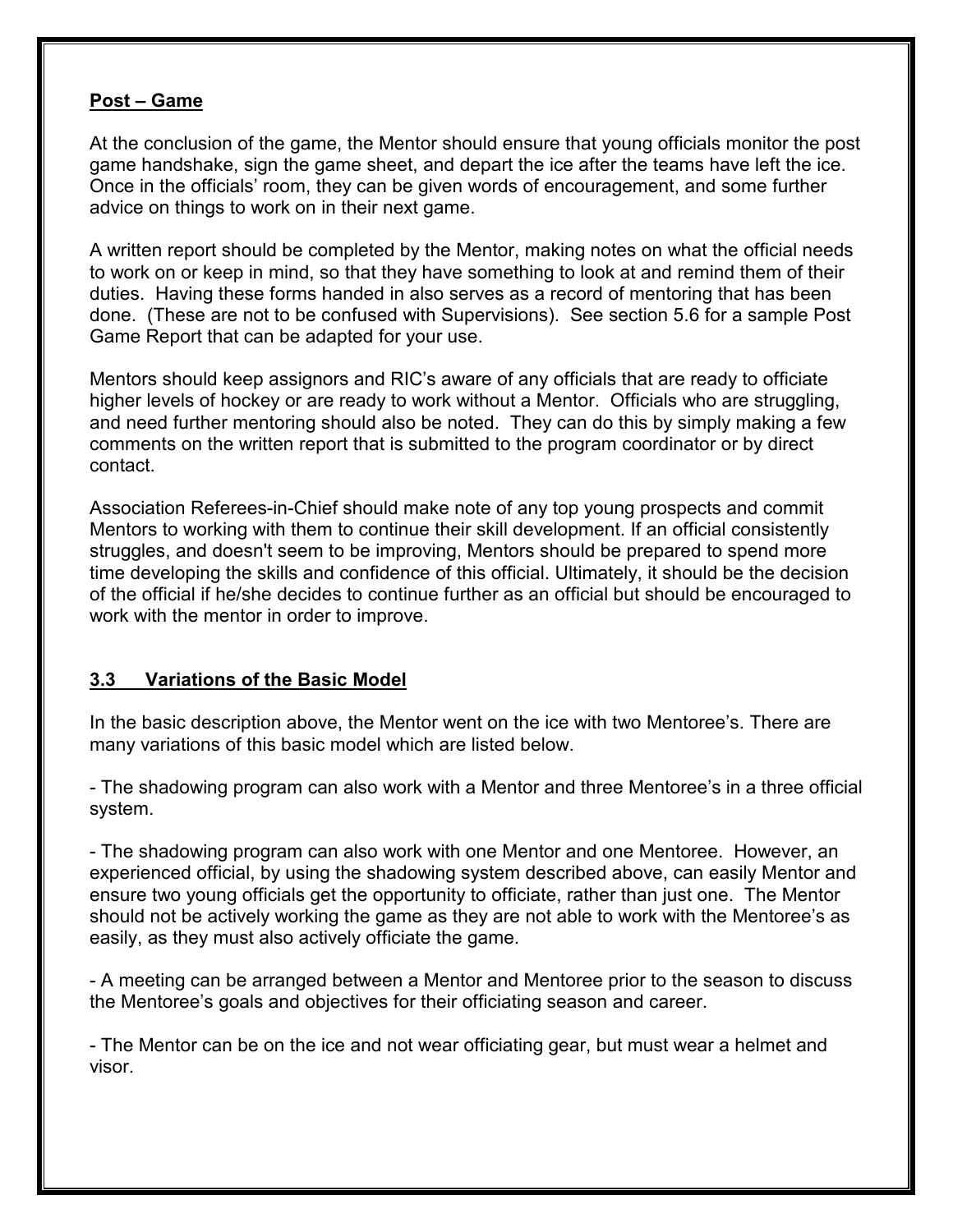**Post – Game**

At the conclusion of the game, the Mentor should ensure that young officials monitor the post game handshake, sign the game sheet, and depart the ice after the teams have left the ice. Once in the officials' room, they can be given words of encouragement, and some further advice on things to work on in their next game.

A written report should be completed by the Mentor, making notes on what the official needs to work on or keep in mind, so that they have something to look at and remind them of their duties. Having these forms handed in also serves as a record of mentoring that has been done. (These are not to be confused with Supervisions). See section 5.6 for a sample Post Game Report that can be adapted for your use.

Mentors should keep assignors and RIC's aware of any officials that are ready to officiate higher levels of hockey or are ready to work without a Mentor. Officials who are struggling, and need further mentoring should also be noted. They can do this by simply making a few comments on the written report that is submitted to the program coordinator or by direct contact.

Association Referees-in-Chief should make note of any top young prospects and commit Mentors to working with them to continue their skill development. If an official consistently struggles, and doesn't seem to be improving, Mentors should be prepared to spend more time developing the skills and confidence of this official. Ultimately, it should be the decision of the official if he/she decides to continue further as an official but should be encouraged to work with the mentor in order to improve.

## 3.3 Variations of the Basic Model

In the basic description above, the Mentor went on the ice with two Mentoree's. There are many variations of this basic model which are listed below.

- The shadowing program can also work with a Mentor and three Mentoree's in a three official system.

- The shadowing program can also work with one Mentor and one Mentoree. However, an experienced official, by using the shadowing system described above, can easily Mentor and ensure two young officials get the opportunity to officiate, rather than just one. The Mentor should not be actively working the game as they are not able to work with the Mentoree's as easily, as they must also actively officiate the game.

- A meeting can be arranged between a Mentor and Mentoree prior to the season to discuss the Mentoree's goals and objectives for their officiating season and career.

- The Mentor can be on the ice and not wear officiating gear, but must wear a helmet and visor.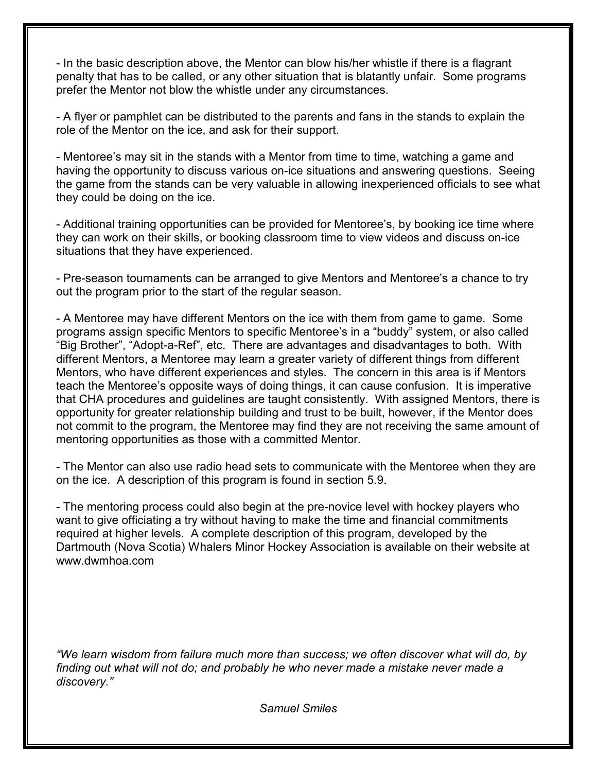- In the basic description above, the Mentor can blow his/her whistle if there is a flagrant penalty that has to be called, or any other situation that is blatantly unfair. Some programs prefer the Mentor not blow the whistle under any circumstances.

- A flyer or pamphlet can be distributed to the parents and fans in the stands to explain the role of the Mentor on the ice, and ask for their support.

- Mentoree's may sit in the stands with a Mentor from time to time, watching a game and having the opportunity to discuss various on-ice situations and answering questions. Seeing the game from the stands can be very valuable in allowing inexperienced officials to see what they could be doing on the ice.

- Additional training opportunities can be provided for Mentoree's, by booking ice time where they can work on their skills, or booking classroom time to view videos and discuss on-ice situations that they have experienced.

- Pre-season tournaments can be arranged to give Mentors and Mentoree's a chance to try out the program prior to the start of the regular season.

- A Mentoree may have different Mentors on the ice with them from game to game. Some programs assign specific Mentors to specific Mentoree's in a "buddy" system, or also called "Big Brother", "Adopt-a-Ref", etc. There are advantages and disadvantages to both. With different Mentors, a Mentoree may learn a greater variety of different things from different Mentors, who have different experiences and styles. The concern in this area is if Mentors teach the Mentoree's opposite ways of doing things, it can cause confusion. It is imperative that CHA procedures and guidelines are taught consistently. With assigned Mentors, there is opportunity for greater relationship building and trust to be built, however, if the Mentor does not commit to the program, the Mentoree may find they are not receiving the same amount of mentoring opportunities as those with a committed Mentor.

- The Mentor can also use radio head sets to communicate with the Mentoree when they are on the ice. A description of this program is found in section 5.9.

- The mentoring process could also begin at the pre-novice level with hockey players who want to give officiating a try without having to make the time and financial commitments required at higher levels. A complete description of this program, developed by the Dartmouth (Nova Scotia) Whalers Minor Hockey Association is available on their website at www.dwmhoa.com

*"We learn wisdom from failure much more than success; we often discover what will do, by finding out what will not do; and probably he who never made a mistake never made a discovery."*

*Samuel Smiles*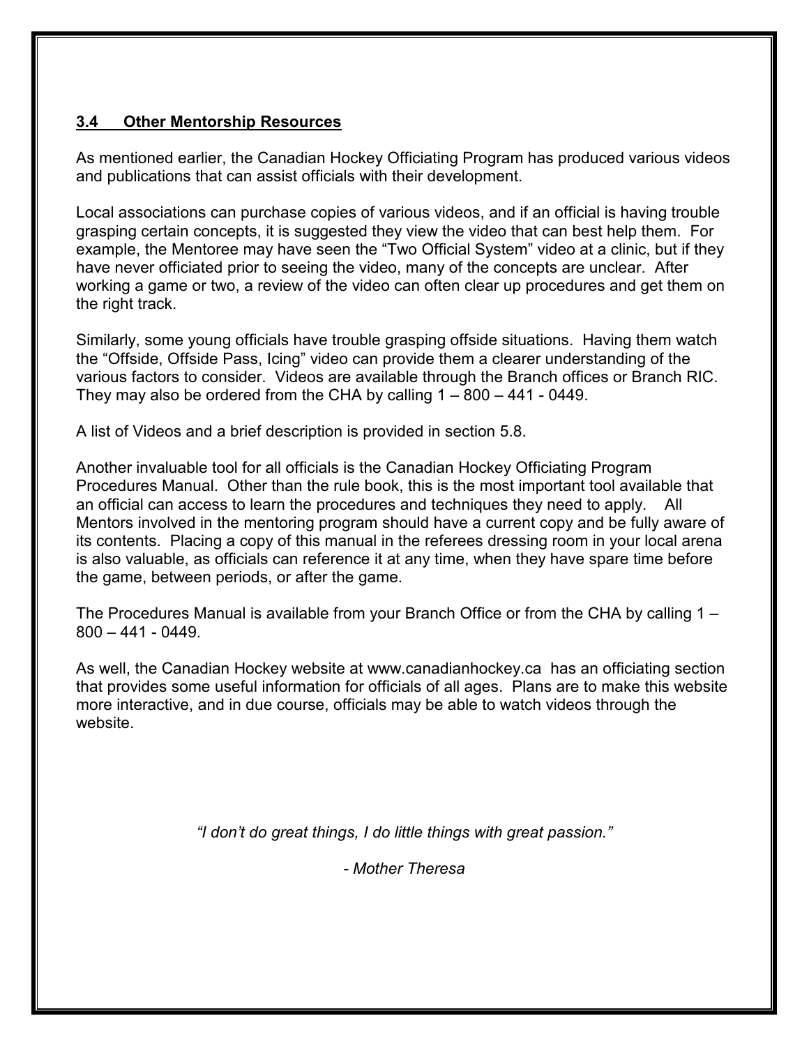## 3.4 Other Mentorship Resources

As mentioned earlier, the Canadian Hockey Officiating Program has produced various videos and publications that can assist officials with their development.

Local associations can purchase copies of various videos, and if an official is having trouble grasping certain concepts, it is suggested they view the video that can best help them. For example, the Mentoree may have seen the “Two Official System” video at a clinic, but if they have never officiated prior to seeing the video, many of the concepts are unclear. After working a game or two, a review of the video can often clear up procedures and get them on the right track.

Similarly, some young officials have trouble grasping offside situations. Having them watch the “Offside, Offside Pass, Icing” video can provide them a clearer understanding of the various factors to consider. Videos are available through the Branch offices or Branch RIC. They may also be ordered from the CHA by calling 1 – 800 – 441 - 0449.

A list of Videos and a brief description is provided in section 5.8.

Another invaluable tool for all officials is the Canadian Hockey Officiating Program Procedures Manual. Other than the rule book, this is the most important tool available that an official can access to learn the procedures and techniques they need to apply. All Mentors involved in the mentoring program should have a current copy and be fully aware of its contents. Placing a copy of this manual in the referees dressing room in your local arena is also valuable, as officials can reference it at any time, when they have spare time before the game, between periods, or after the game.

The Procedures Manual is available from your Branch Office or from the CHA by calling 1 – 800 – 441 - 0449.

As well, the Canadian Hockey website at www.canadianhockey.ca has an officiating section that provides some useful information for officials of all ages. Plans are to make this website more interactive, and in due course, officials may be able to watch videos through the website.

*“I don’t do great things, I do little things with great passion.”*

*- Mother Theresa*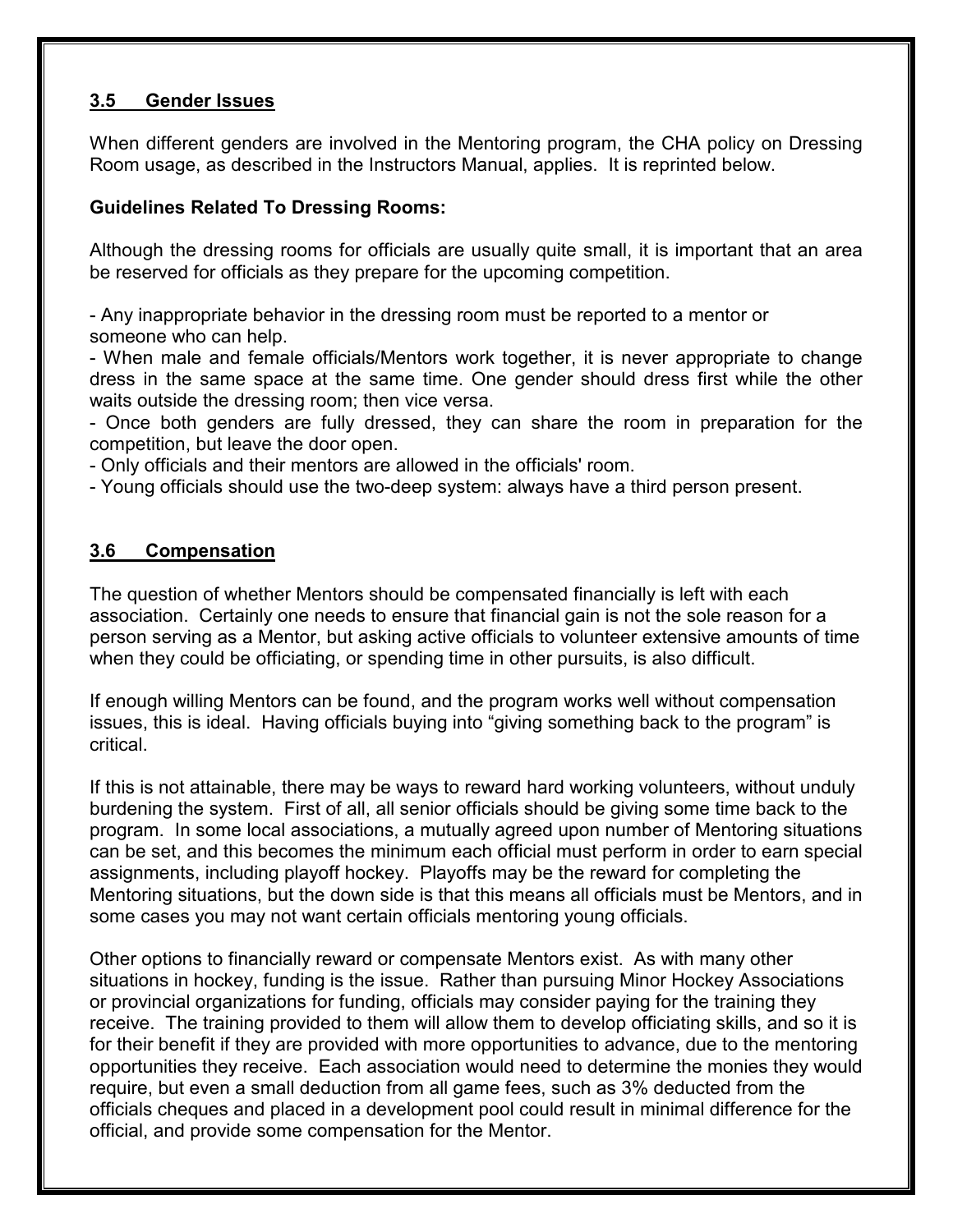## 3.5 Gender Issues

When different genders are involved in the Mentoring program, the CHA policy on Dressing Room usage, as described in the Instructors Manual, applies. It is reprinted below.

**Guidelines Related To Dressing Rooms:**

Although the dressing rooms for officials are usually quite small, it is important that an area be reserved for officials as they prepare for the upcoming competition.

- Any inappropriate behavior in the dressing room must be reported to a mentor or someone who can help.
- When male and female officials/Mentors work together, it is never appropriate to change dress in the same space at the same time. One gender should dress first while the other waits outside the dressing room; then vice versa.
- Once both genders are fully dressed, they can share the room in preparation for the competition, but leave the door open.
- Only officials and their mentors are allowed in the officials' room.
- Young officials should use the two-deep system: always have a third person present.

## 3.6 Compensation

The question of whether Mentors should be compensated financially is left with each association. Certainly one needs to ensure that financial gain is not the sole reason for a person serving as a Mentor, but asking active officials to volunteer extensive amounts of time when they could be officiating, or spending time in other pursuits, is also difficult.

If enough willing Mentors can be found, and the program works well without compensation issues, this is ideal. Having officials buying into "giving something back to the program" is critical.

If this is not attainable, there may be ways to reward hard working volunteers, without unduly burdening the system. First of all, all senior officials should be giving some time back to the program. In some local associations, a mutually agreed upon number of Mentoring situations can be set, and this becomes the minimum each official must perform in order to earn special assignments, including playoff hockey. Playoffs may be the reward for completing the Mentoring situations, but the down side is that this means all officials must be Mentors, and in some cases you may not want certain officials mentoring young officials.

Other options to financially reward or compensate Mentors exist. As with many other situations in hockey, funding is the issue. Rather than pursuing Minor Hockey Associations or provincial organizations for funding, officials may consider paying for the training they receive. The training provided to them will allow them to develop officiating skills, and so it is for their benefit if they are provided with more opportunities to advance, due to the mentoring opportunities they receive. Each association would need to determine the monies they would require, but even a small deduction from all game fees, such as 3% deducted from the officials cheques and placed in a development pool could result in minimal difference for the official, and provide some compensation for the Mentor.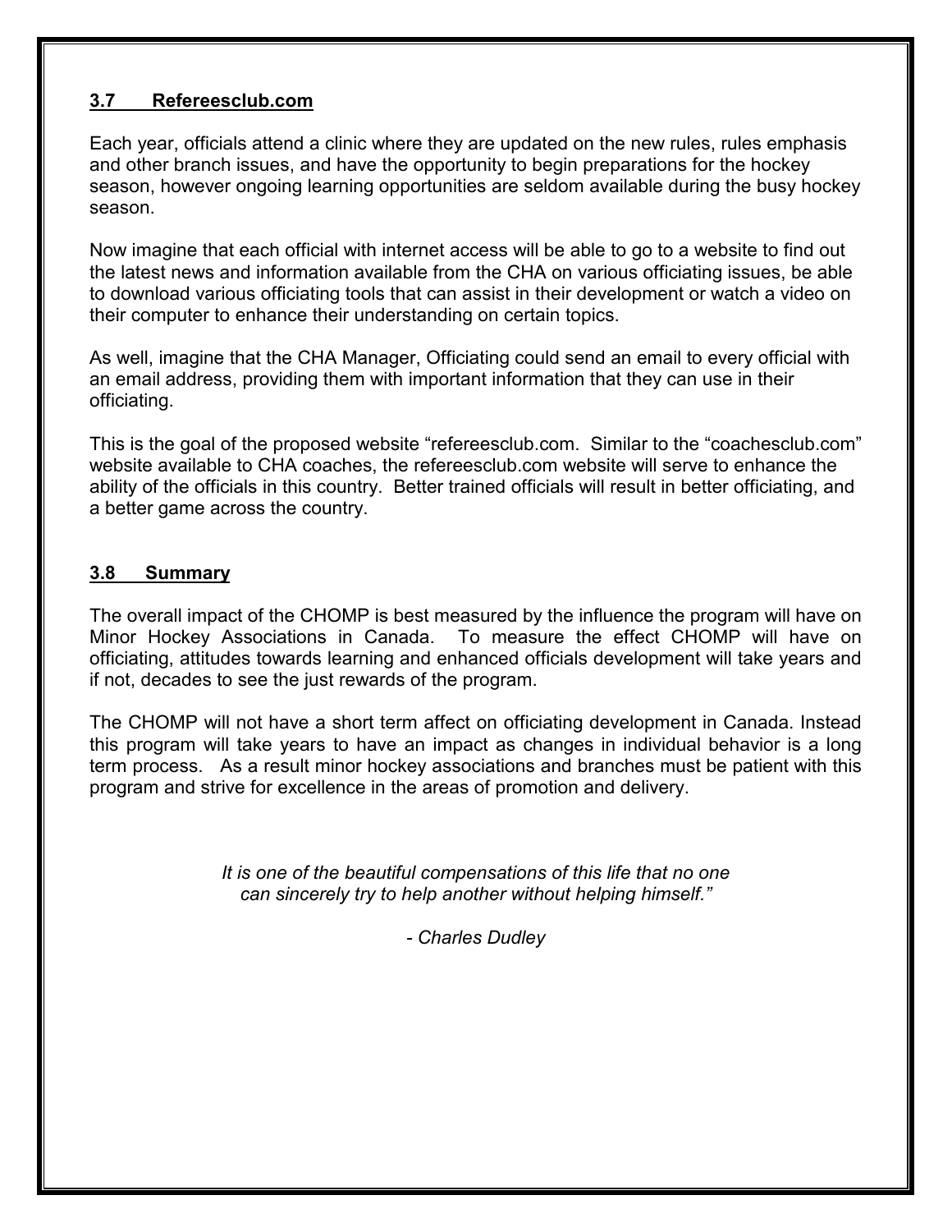### 3.7 Refereesclub.com

Each year, officials attend a clinic where they are updated on the new rules, rules emphasis and other branch issues, and have the opportunity to begin preparations for the hockey season, however ongoing learning opportunities are seldom available during the busy hockey season.

Now imagine that each official with internet access will be able to go to a website to find out the latest news and information available from the CHA on various officiating issues, be able to download various officiating tools that can assist in their development or watch a video on their computer to enhance their understanding on certain topics.

As well, imagine that the CHA Manager, Officiating could send an email to every official with an email address, providing them with important information that they can use in their officiating.

This is the goal of the proposed website "refereesclub.com. Similar to the "coachesclub.com" website available to CHA coaches, the refereesclub.com website will serve to enhance the ability of the officials in this country. Better trained officials will result in better officiating, and a better game across the country.

### 3.8 Summary

The overall impact of the CHOMP is best measured by the influence the program will have on Minor Hockey Associations in Canada. To measure the effect CHOMP will have on officiating, attitudes towards learning and enhanced officials development will take years and if not, decades to see the just rewards of the program.

The CHOMP will not have a short term affect on officiating development in Canada. Instead this program will take years to have an impact as changes in individual behavior is a long term process. As a result minor hockey associations and branches must be patient with this program and strive for excellence in the areas of promotion and delivery.

*It is one of the beautiful compensations of this life that no one can sincerely try to help another without helping himself."*

*- Charles Dudley*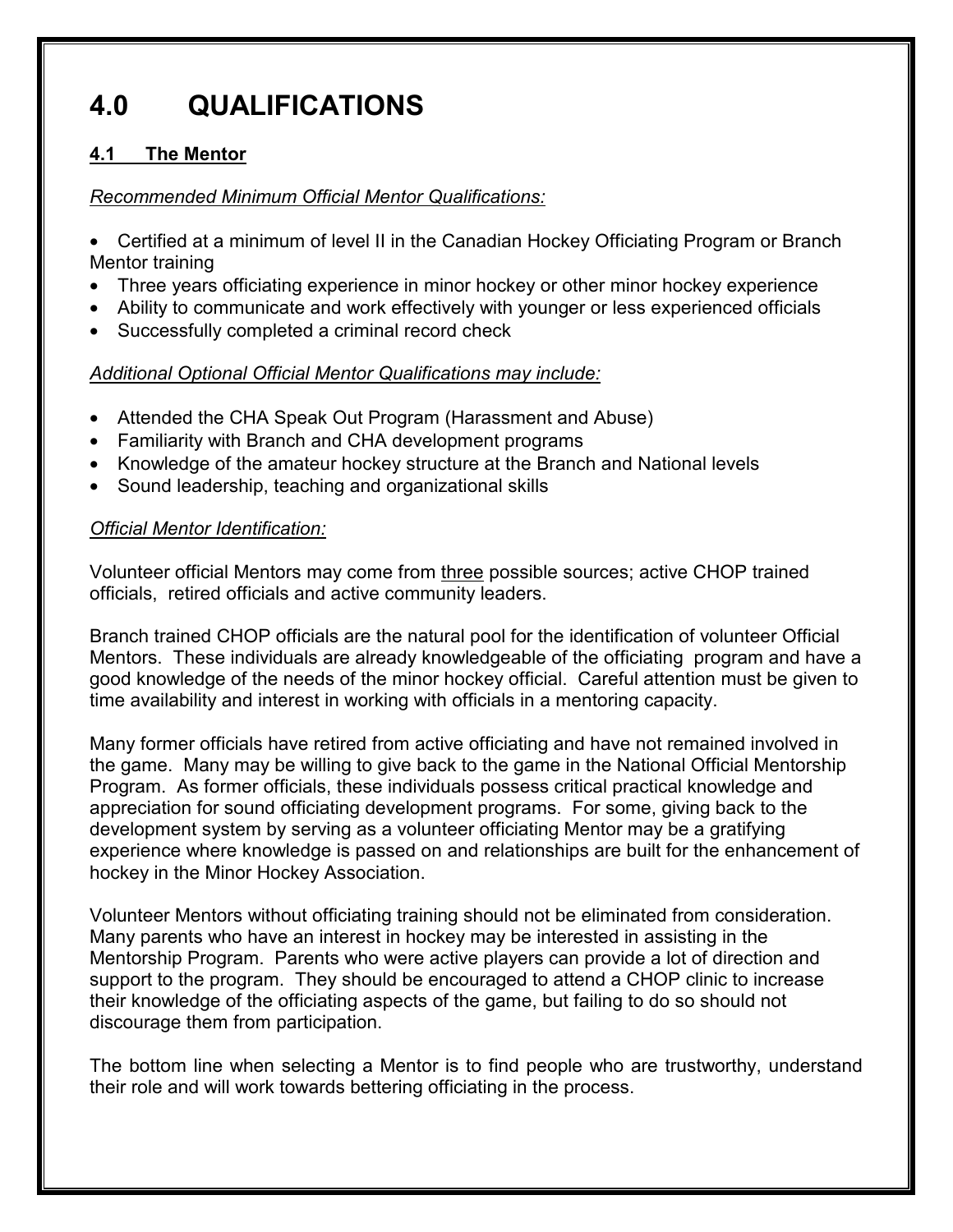# 4.0 QUALIFICATIONS

## 4.1 The Mentor

*Recommended Minimum Official Mentor Qualifications:*

- Certified at a minimum of level II in the Canadian Hockey Officiating Program or Branch Mentor training
- Three years officiating experience in minor hockey or other minor hockey experience
- Ability to communicate and work effectively with younger or less experienced officials
- Successfully completed a criminal record check

*Additional Optional Official Mentor Qualifications may include:*

- Attended the CHA Speak Out Program (Harassment and Abuse)
- Familiarity with Branch and CHA development programs
- Knowledge of the amateur hockey structure at the Branch and National levels
- Sound leadership, teaching and organizational skills

*Official Mentor Identification:*

Volunteer official Mentors may come from three possible sources; active CHOP trained officials, retired officials and active community leaders.

Branch trained CHOP officials are the natural pool for the identification of volunteer Official Mentors. These individuals are already knowledgeable of the officiating program and have a good knowledge of the needs of the minor hockey official. Careful attention must be given to time availability and interest in working with officials in a mentoring capacity.

Many former officials have retired from active officiating and have not remained involved in the game. Many may be willing to give back to the game in the National Official Mentorship Program. As former officials, these individuals possess critical practical knowledge and appreciation for sound officiating development programs. For some, giving back to the development system by serving as a volunteer officiating Mentor may be a gratifying experience where knowledge is passed on and relationships are built for the enhancement of hockey in the Minor Hockey Association.

Volunteer Mentors without officiating training should not be eliminated from consideration. Many parents who have an interest in hockey may be interested in assisting in the Mentorship Program. Parents who were active players can provide a lot of direction and support to the program. They should be encouraged to attend a CHOP clinic to increase their knowledge of the officiating aspects of the game, but failing to do so should not discourage them from participation.

The bottom line when selecting a Mentor is to find people who are trustworthy, understand their role and will work towards bettering officiating in the process.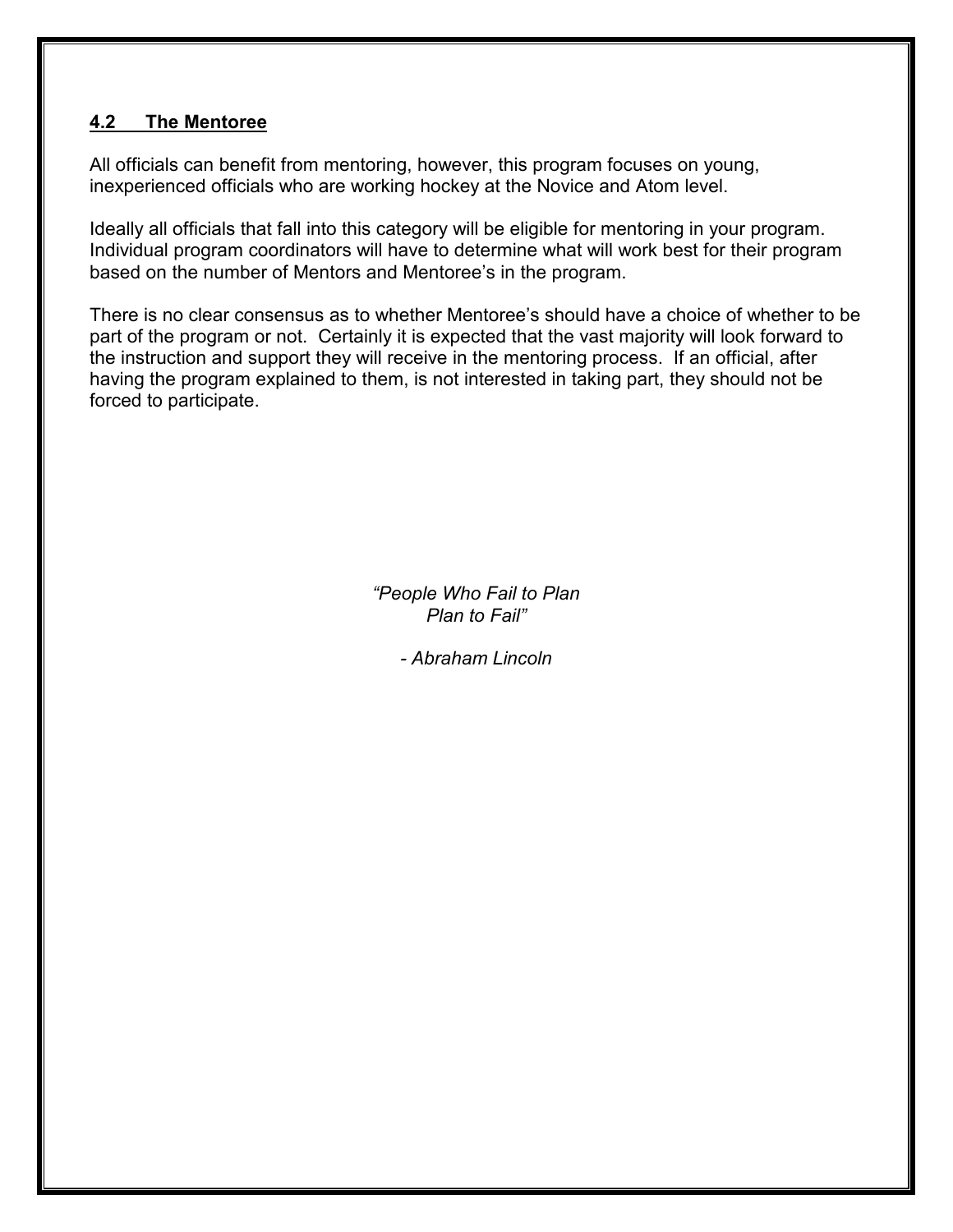## 4.2 The Mentoree

All officials can benefit from mentoring, however, this program focuses on young, inexperienced officials who are working hockey at the Novice and Atom level.

Ideally all officials that fall into this category will be eligible for mentoring in your program. Individual program coordinators will have to determine what will work best for their program based on the number of Mentors and Mentoree's in the program.

There is no clear consensus as to whether Mentoree's should have a choice of whether to be part of the program or not. Certainly it is expected that the vast majority will look forward to the instruction and support they will receive in the mentoring process. If an official, after having the program explained to them, is not interested in taking part, they should not be forced to participate.

*"People Who Fail to Plan*
*Plan to Fail"*

*- Abraham Lincoln*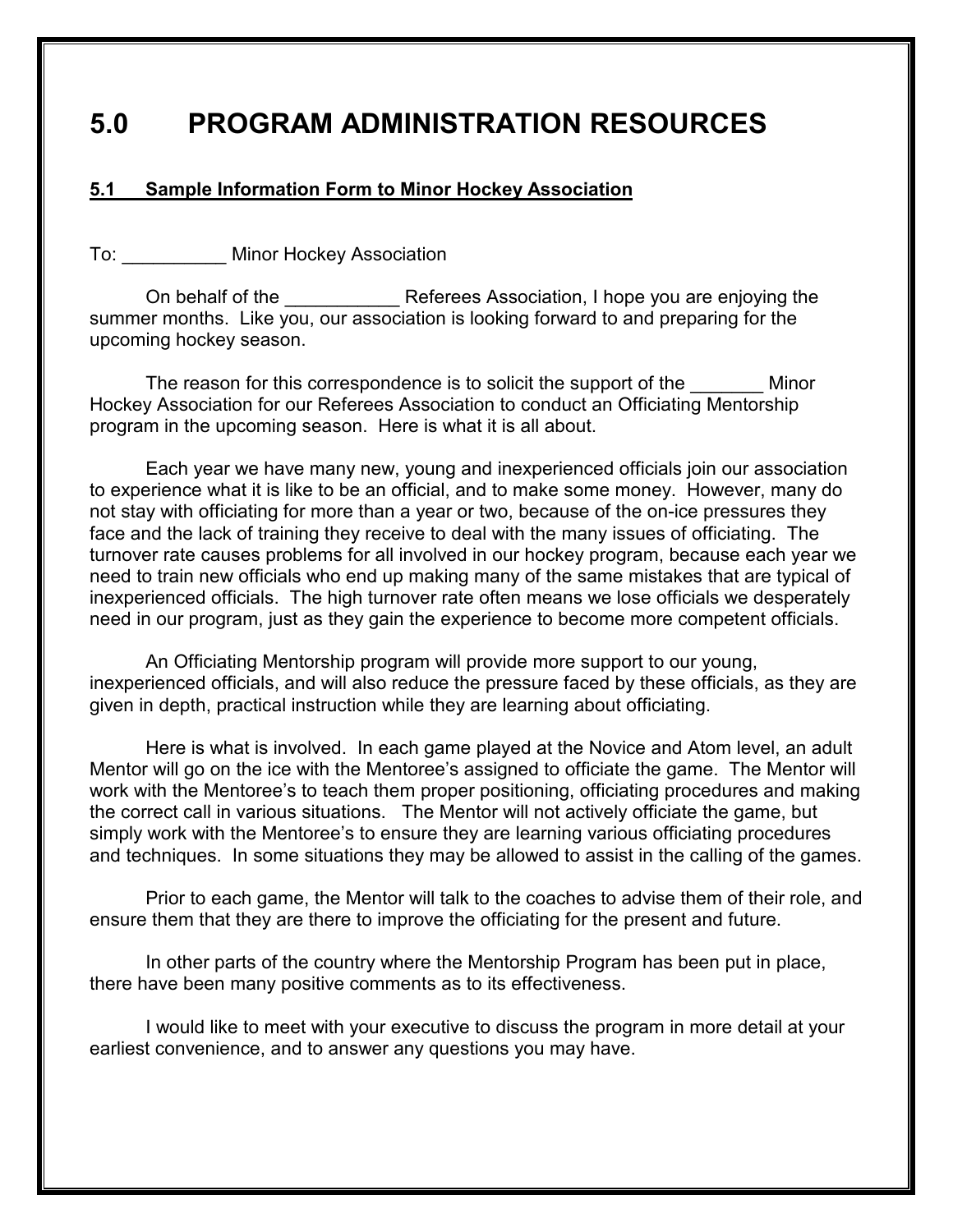# 5.0 PROGRAM ADMINISTRATION RESOURCES

## 5.1 Sample Information Form to Minor Hockey Association

To: __________ Minor Hockey Association

On behalf of the ___________ Referees Association, I hope you are enjoying the summer months. Like you, our association is looking forward to and preparing for the upcoming hockey season.

The reason for this correspondence is to solicit the support of the _______ Minor Hockey Association for our Referees Association to conduct an Officiating Mentorship program in the upcoming season. Here is what it is all about.

Each year we have many new, young and inexperienced officials join our association to experience what it is like to be an official, and to make some money. However, many do not stay with officiating for more than a year or two, because of the on-ice pressures they face and the lack of training they receive to deal with the many issues of officiating. The turnover rate causes problems for all involved in our hockey program, because each year we need to train new officials who end up making many of the same mistakes that are typical of inexperienced officials. The high turnover rate often means we lose officials we desperately need in our program, just as they gain the experience to become more competent officials.

An Officiating Mentorship program will provide more support to our young, inexperienced officials, and will also reduce the pressure faced by these officials, as they are given in depth, practical instruction while they are learning about officiating.

Here is what is involved. In each game played at the Novice and Atom level, an adult Mentor will go on the ice with the Mentoree's assigned to officiate the game. The Mentor will work with the Mentoree's to teach them proper positioning, officiating procedures and making the correct call in various situations. The Mentor will not actively officiate the game, but simply work with the Mentoree's to ensure they are learning various officiating procedures and techniques. In some situations they may be allowed to assist in the calling of the games.

Prior to each game, the Mentor will talk to the coaches to advise them of their role, and ensure them that they are there to improve the officiating for the present and future.

In other parts of the country where the Mentorship Program has been put in place, there have been many positive comments as to its effectiveness.

I would like to meet with your executive to discuss the program in more detail at your earliest convenience, and to answer any questions you may have.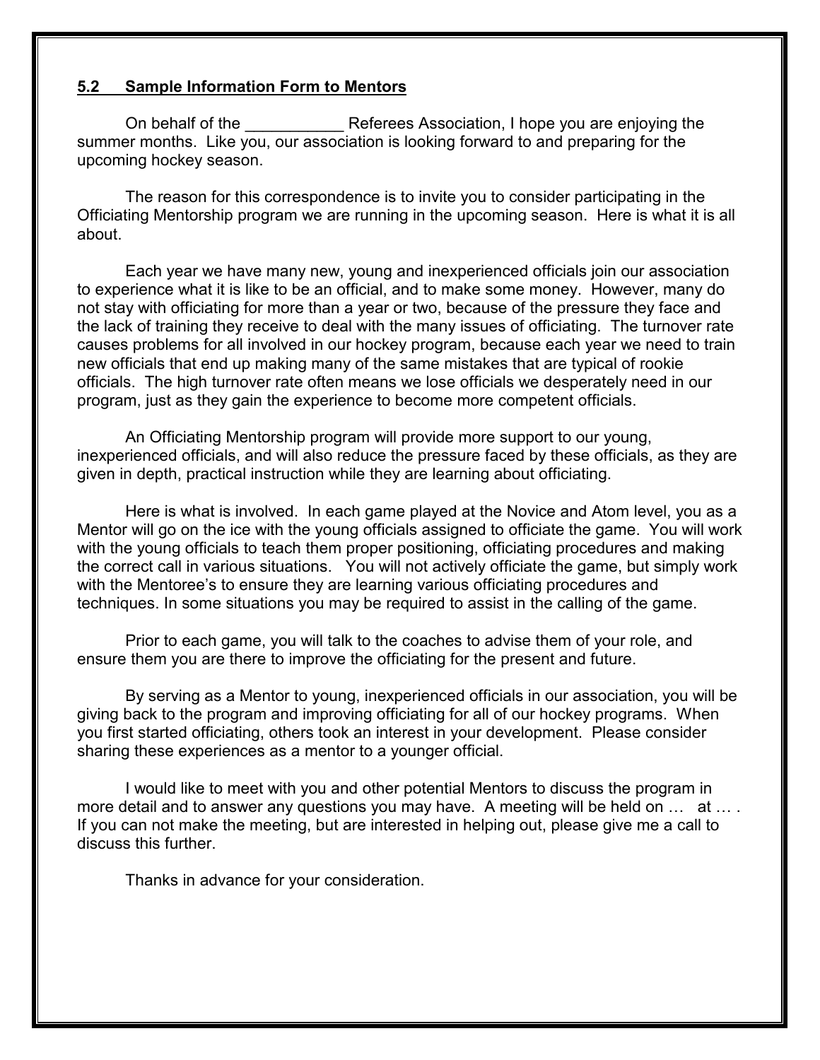### 5.2 Sample Information Form to Mentors

On behalf of the ___________ Referees Association, I hope you are enjoying the summer months. Like you, our association is looking forward to and preparing for the upcoming hockey season.

The reason for this correspondence is to invite you to consider participating in the Officiating Mentorship program we are running in the upcoming season. Here is what it is all about.

Each year we have many new, young and inexperienced officials join our association to experience what it is like to be an official, and to make some money. However, many do not stay with officiating for more than a year or two, because of the pressure they face and the lack of training they receive to deal with the many issues of officiating. The turnover rate causes problems for all involved in our hockey program, because each year we need to train new officials that end up making many of the same mistakes that are typical of rookie officials. The high turnover rate often means we lose officials we desperately need in our program, just as they gain the experience to become more competent officials.

An Officiating Mentorship program will provide more support to our young, inexperienced officials, and will also reduce the pressure faced by these officials, as they are given in depth, practical instruction while they are learning about officiating.

Here is what is involved. In each game played at the Novice and Atom level, you as a Mentor will go on the ice with the young officials assigned to officiate the game. You will work with the young officials to teach them proper positioning, officiating procedures and making the correct call in various situations. You will not actively officiate the game, but simply work with the Mentoree's to ensure they are learning various officiating procedures and techniques. In some situations you may be required to assist in the calling of the game.

Prior to each game, you will talk to the coaches to advise them of your role, and ensure them you are there to improve the officiating for the present and future.

By serving as a Mentor to young, inexperienced officials in our association, you will be giving back to the program and improving officiating for all of our hockey programs. When you first started officiating, others took an interest in your development. Please consider sharing these experiences as a mentor to a younger official.

I would like to meet with you and other potential Mentors to discuss the program in more detail and to answer any questions you may have. A meeting will be held on … at … . If you can not make the meeting, but are interested in helping out, please give me a call to discuss this further.

Thanks in advance for your consideration.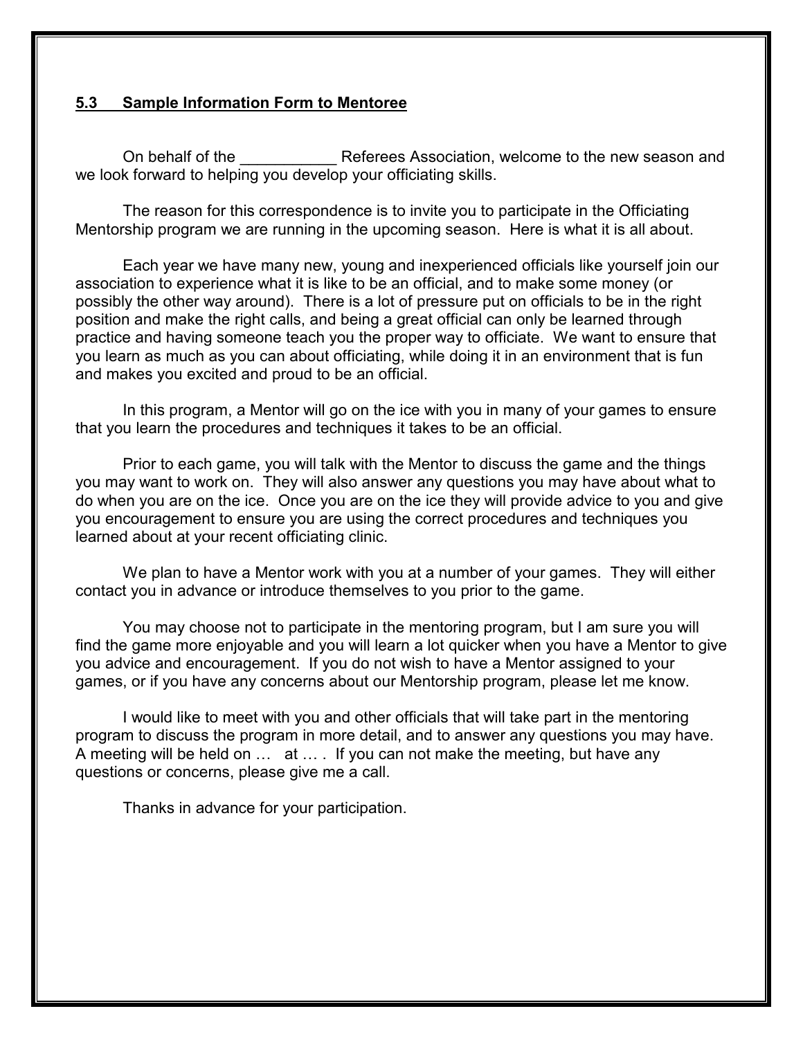## 5.3 Sample Information Form to Mentoree

On behalf of the ___________ Referees Association, welcome to the new season and we look forward to helping you develop your officiating skills.

The reason for this correspondence is to invite you to participate in the Officiating Mentorship program we are running in the upcoming season. Here is what it is all about.

Each year we have many new, young and inexperienced officials like yourself join our association to experience what it is like to be an official, and to make some money (or possibly the other way around). There is a lot of pressure put on officials to be in the right position and make the right calls, and being a great official can only be learned through practice and having someone teach you the proper way to officiate. We want to ensure that you learn as much as you can about officiating, while doing it in an environment that is fun and makes you excited and proud to be an official.

In this program, a Mentor will go on the ice with you in many of your games to ensure that you learn the procedures and techniques it takes to be an official.

Prior to each game, you will talk with the Mentor to discuss the game and the things you may want to work on. They will also answer any questions you may have about what to do when you are on the ice. Once you are on the ice they will provide advice to you and give you encouragement to ensure you are using the correct procedures and techniques you learned about at your recent officiating clinic.

We plan to have a Mentor work with you at a number of your games. They will either contact you in advance or introduce themselves to you prior to the game.

You may choose not to participate in the mentoring program, but I am sure you will find the game more enjoyable and you will learn a lot quicker when you have a Mentor to give you advice and encouragement. If you do not wish to have a Mentor assigned to your games, or if you have any concerns about our Mentorship program, please let me know.

I would like to meet with you and other officials that will take part in the mentoring program to discuss the program in more detail, and to answer any questions you may have. A meeting will be held on … at … . If you can not make the meeting, but have any questions or concerns, please give me a call.

Thanks in advance for your participation.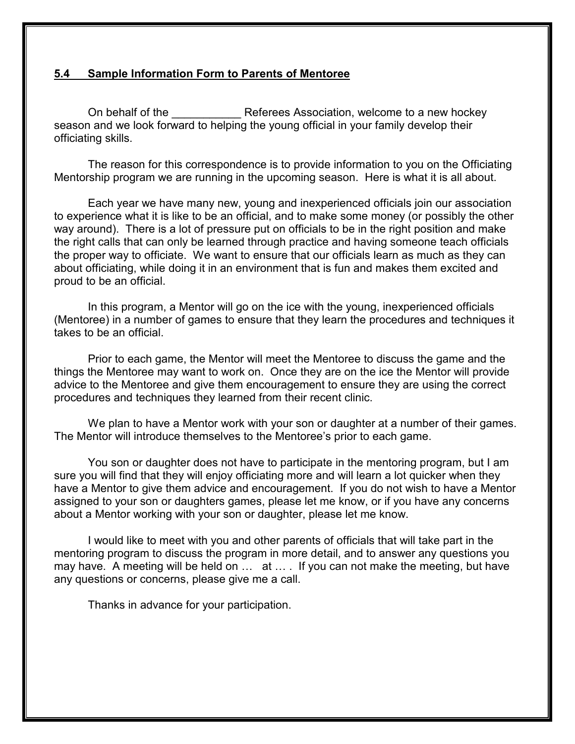## 5.4 Sample Information Form to Parents of Mentoree

On behalf of the ___________ Referees Association, welcome to a new hockey season and we look forward to helping the young official in your family develop their officiating skills.

The reason for this correspondence is to provide information to you on the Officiating Mentorship program we are running in the upcoming season. Here is what it is all about.

Each year we have many new, young and inexperienced officials join our association to experience what it is like to be an official, and to make some money (or possibly the other way around). There is a lot of pressure put on officials to be in the right position and make the right calls that can only be learned through practice and having someone teach officials the proper way to officiate. We want to ensure that our officials learn as much as they can about officiating, while doing it in an environment that is fun and makes them excited and proud to be an official.

In this program, a Mentor will go on the ice with the young, inexperienced officials (Mentoree) in a number of games to ensure that they learn the procedures and techniques it takes to be an official.

Prior to each game, the Mentor will meet the Mentoree to discuss the game and the things the Mentoree may want to work on. Once they are on the ice the Mentor will provide advice to the Mentoree and give them encouragement to ensure they are using the correct procedures and techniques they learned from their recent clinic.

We plan to have a Mentor work with your son or daughter at a number of their games. The Mentor will introduce themselves to the Mentoree's prior to each game.

You son or daughter does not have to participate in the mentoring program, but I am sure you will find that they will enjoy officiating more and will learn a lot quicker when they have a Mentor to give them advice and encouragement. If you do not wish to have a Mentor assigned to your son or daughters games, please let me know, or if you have any concerns about a Mentor working with your son or daughter, please let me know.

I would like to meet with you and other parents of officials that will take part in the mentoring program to discuss the program in more detail, and to answer any questions you may have. A meeting will be held on … at … . If you can not make the meeting, but have any questions or concerns, please give me a call.

Thanks in advance for your participation.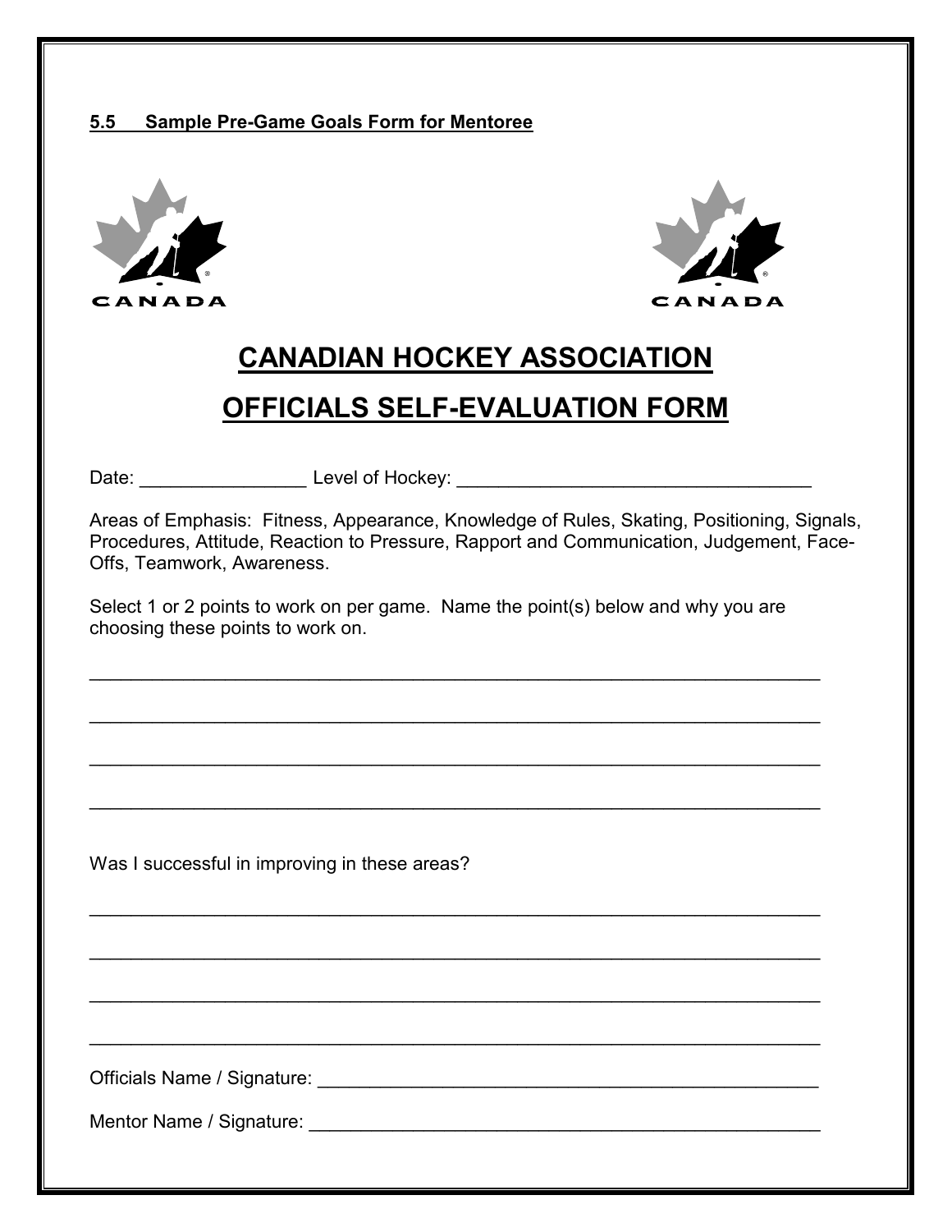**5.5 Sample Pre-Game Goals Form for Mentoree**

# CANADIAN HOCKEY ASSOCIATION

# OFFICIALS SELF-EVALUATION FORM

Date: ________________ Level of Hockey: __________________________________

Areas of Emphasis: Fitness, Appearance, Knowledge of Rules, Skating, Positioning, Signals, Procedures, Attitude, Reaction to Pressure, Rapport and Communication, Judgement, Face-Offs, Teamwork, Awareness.

Select 1 or 2 points to work on per game. Name the point(s) below and why you are choosing these points to work on.

______________________________________________________________________

______________________________________________________________________

______________________________________________________________________

______________________________________________________________________

Was I successful in improving in these areas?

______________________________________________________________________

______________________________________________________________________

______________________________________________________________________

______________________________________________________________________

Officials Name / Signature: ________________________________________________

Mentor Name / Signature: _________________________________________________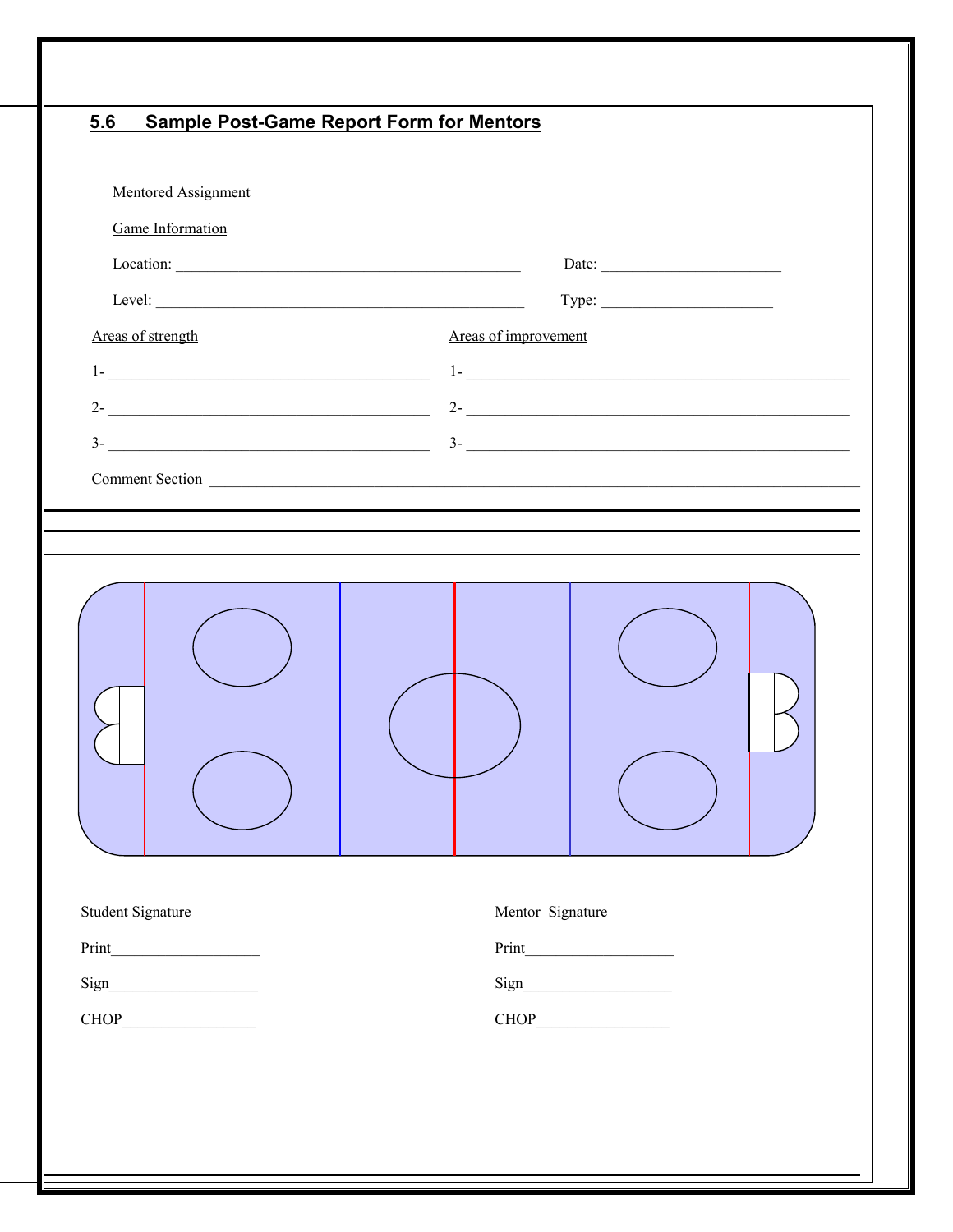## 5.6 Sample Post-Game Report Form for Mentors

Mentored Assignment

Game Information

Location: ____________________________________________ Date: _______________________

Level: _______________________________________________ Type: ______________________

| Areas of strength | Areas of improvement |
| --- | --- |
| 1- ________________________________________ | 1- ________________________________________ |
| 2- ________________________________________ | 2- ________________________________________ |
| 3- ________________________________________ | 3- ________________________________________ |

Comment Section ________________________________________________________________________

| Student Signature | Mentor Signature |
| --- | --- |
| Print___________________ | Print___________________ |
| Sign___________________ | Sign___________________ |
| CHOP_________________ | CHOP_________________ |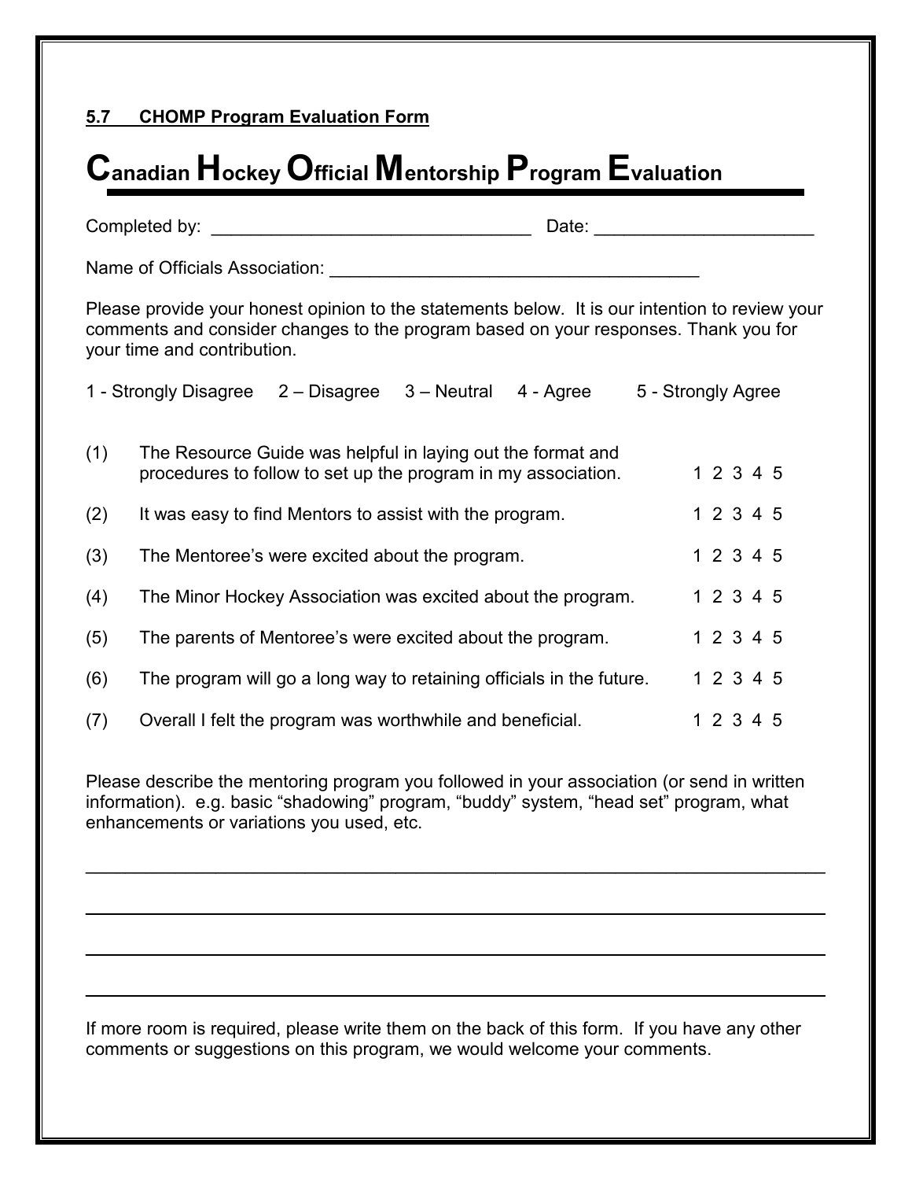**5.7 CHOMP Program Evaluation Form**

# Canadian Hockey Official Mentorship Program Evaluation

Completed by: _________________________________ Date: ______________________

Name of Officials Association: ______________________________________

Please provide your honest opinion to the statements below. It is our intention to review your comments and consider changes to the program based on your responses. Thank you for your time and contribution.

1 - Strongly Disagree 2 – Disagree 3 – Neutral 4 - Agree 5 - Strongly Agree

| | Statement | Rating |
|---|---|---|
| (1) | The Resource Guide was helpful in laying out the format and procedures to follow to set up the program in my association. | 1 2 3 4 5 |
| (2) | It was easy to find Mentors to assist with the program. | 1 2 3 4 5 |
| (3) | The Mentoree's were excited about the program. | 1 2 3 4 5 |
| (4) | The Minor Hockey Association was excited about the program. | 1 2 3 4 5 |
| (5) | The parents of Mentoree's were excited about the program. | 1 2 3 4 5 |
| (6) | The program will go a long way to retaining officials in the future. | 1 2 3 4 5 |
| (7) | Overall I felt the program was worthwhile and beneficial. | 1 2 3 4 5 |

Please describe the mentoring program you followed in your association (or send in written information). e.g. basic "shadowing" program, "buddy" system, "head set" program, what enhancements or variations you used, etc.

___________________________________________________________________________

___________________________________________________________________________

___________________________________________________________________________

___________________________________________________________________________

If more room is required, please write them on the back of this form. If you have any other comments or suggestions on this program, we would welcome your comments.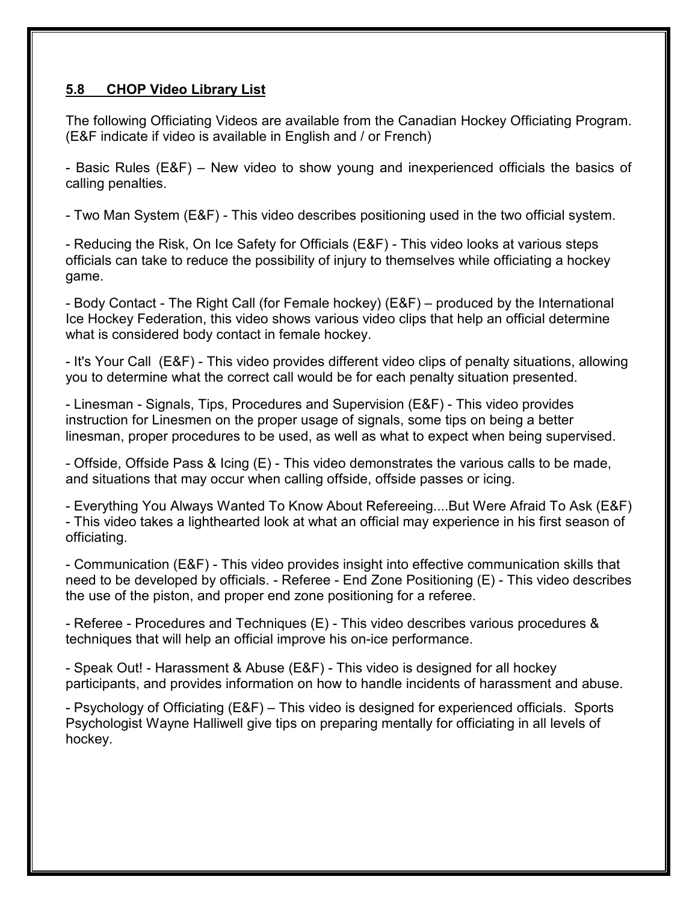## 5.8 CHOP Video Library List

The following Officiating Videos are available from the Canadian Hockey Officiating Program. (E&F indicate if video is available in English and / or French)

- Basic Rules (E&F) – New video to show young and inexperienced officials the basics of calling penalties.

- Two Man System (E&F) - This video describes positioning used in the two official system.

- Reducing the Risk, On Ice Safety for Officials (E&F) - This video looks at various steps officials can take to reduce the possibility of injury to themselves while officiating a hockey game.

- Body Contact - The Right Call (for Female hockey) (E&F) – produced by the International Ice Hockey Federation, this video shows various video clips that help an official determine what is considered body contact in female hockey.

- It's Your Call (E&F) - This video provides different video clips of penalty situations, allowing you to determine what the correct call would be for each penalty situation presented.

- Linesman - Signals, Tips, Procedures and Supervision (E&F) - This video provides instruction for Linesmen on the proper usage of signals, some tips on being a better linesman, proper procedures to be used, as well as what to expect when being supervised.

- Offside, Offside Pass & Icing (E) - This video demonstrates the various calls to be made, and situations that may occur when calling offside, offside passes or icing.

- Everything You Always Wanted To Know About Refereeing....But Were Afraid To Ask (E&F) - This video takes a lighthearted look at what an official may experience in his first season of officiating.

- Communication (E&F) - This video provides insight into effective communication skills that need to be developed by officials. - Referee - End Zone Positioning (E) - This video describes the use of the piston, and proper end zone positioning for a referee.

- Referee - Procedures and Techniques (E) - This video describes various procedures & techniques that will help an official improve his on-ice performance.

- Speak Out! - Harassment & Abuse (E&F) - This video is designed for all hockey participants, and provides information on how to handle incidents of harassment and abuse.

- Psychology of Officiating (E&F) – This video is designed for experienced officials. Sports Psychologist Wayne Halliwell give tips on preparing mentally for officiating in all levels of hockey.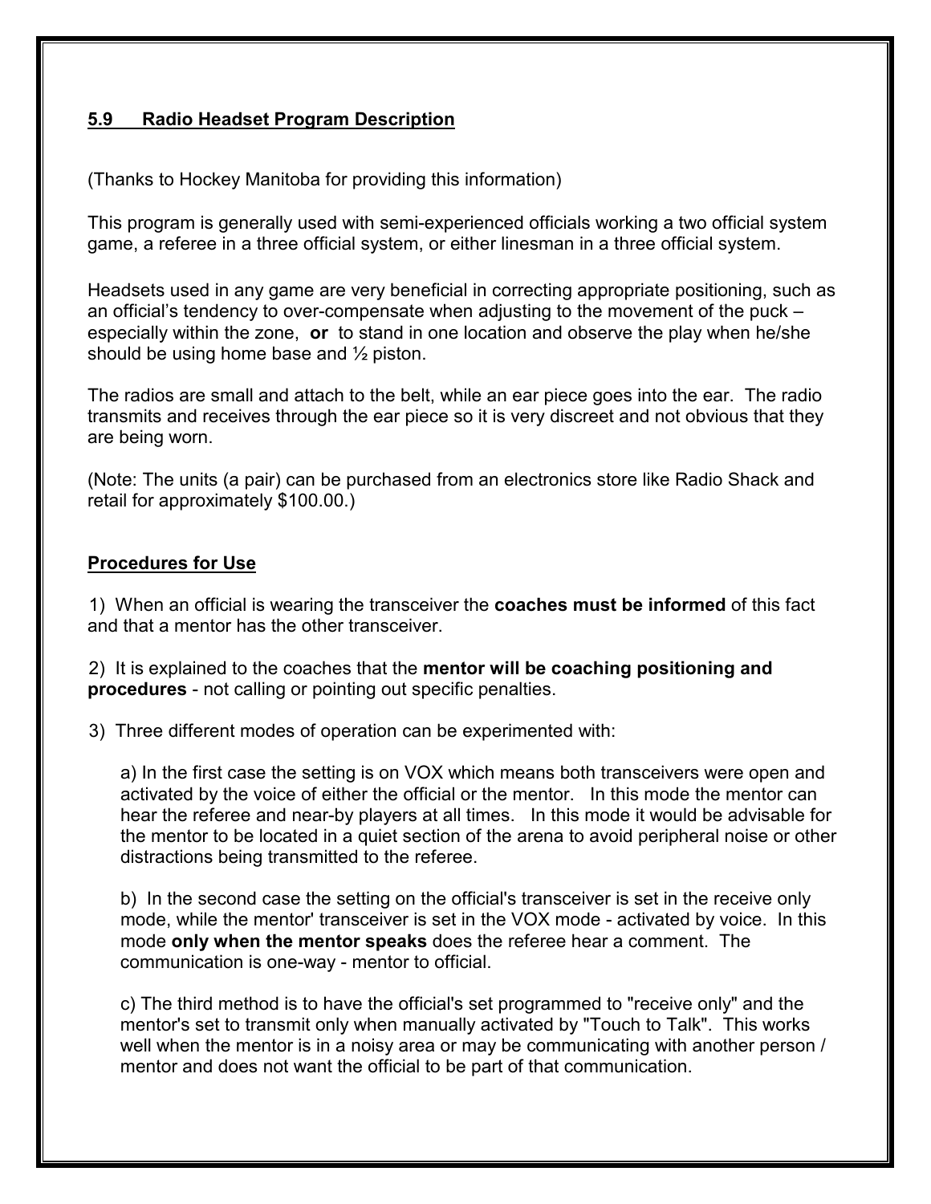## 5.9 Radio Headset Program Description

(Thanks to Hockey Manitoba for providing this information)

This program is generally used with semi-experienced officials working a two official system game, a referee in a three official system, or either linesman in a three official system.

Headsets used in any game are very beneficial in correcting appropriate positioning, such as an official's tendency to over-compensate when adjusting to the movement of the puck – especially within the zone, **or** to stand in one location and observe the play when he/she should be using home base and ½ piston.

The radios are small and attach to the belt, while an ear piece goes into the ear. The radio transmits and receives through the ear piece so it is very discreet and not obvious that they are being worn.

(Note: The units (a pair) can be purchased from an electronics store like Radio Shack and retail for approximately $100.00.)

### Procedures for Use

1) When an official is wearing the transceiver the **coaches must be informed** of this fact and that a mentor has the other transceiver.

2) It is explained to the coaches that the **mentor will be coaching positioning and procedures** - not calling or pointing out specific penalties.

3) Three different modes of operation can be experimented with:

a) In the first case the setting is on VOX which means both transceivers were open and activated by the voice of either the official or the mentor. In this mode the mentor can hear the referee and near-by players at all times. In this mode it would be advisable for the mentor to be located in a quiet section of the arena to avoid peripheral noise or other distractions being transmitted to the referee.

b) In the second case the setting on the official's transceiver is set in the receive only mode, while the mentor' transceiver is set in the VOX mode - activated by voice. In this mode **only when the mentor speaks** does the referee hear a comment. The communication is one-way - mentor to official.

c) The third method is to have the official's set programmed to "receive only" and the mentor's set to transmit only when manually activated by "Touch to Talk". This works well when the mentor is in a noisy area or may be communicating with another person / mentor and does not want the official to be part of that communication.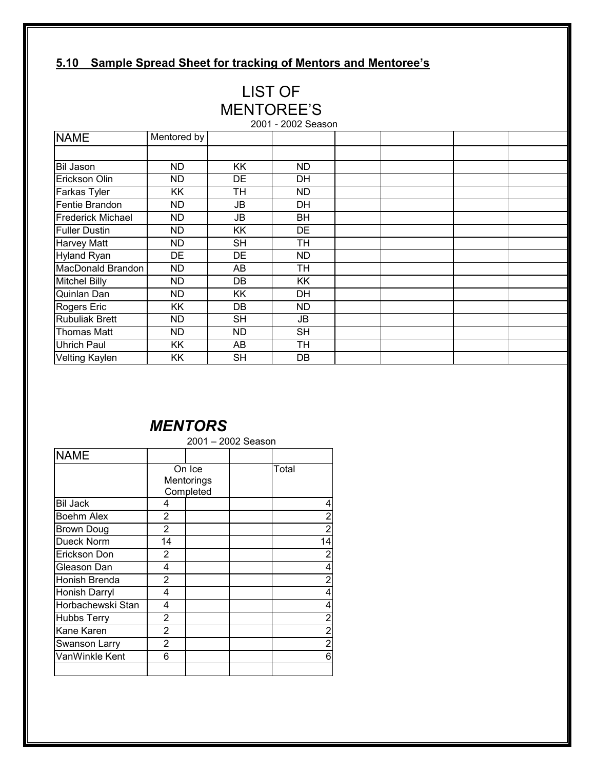## 5.10 Sample Spread Sheet for tracking of Mentors and Mentoree's

# LIST OF MENTOREE'S

2001 - 2002 Season

| NAME | Mentored by | | | | | | |
|---|---|---|---|---|---|---|---|
| | | | | | | | |
| Bil Jason | ND | KK | ND | | | | |
| Erickson Olin | ND | DE | DH | | | | |
| Farkas Tyler | KK | TH | ND | | | | |
| Fentie Brandon | ND | JB | DH | | | | |
| Frederick Michael | ND | JB | BH | | | | |
| Fuller Dustin | ND | KK | DE | | | | |
| Harvey Matt | ND | SH | TH | | | | |
| Hyland Ryan | DE | DE | ND | | | | |
| MacDonald Brandon | ND | AB | TH | | | | |
| Mitchel Billy | ND | DB | KK | | | | |
| Quinlan Dan | ND | KK | DH | | | | |
| Rogers Eric | KK | DB | ND | | | | |
| Rubuliak Brett | ND | SH | JB | | | | |
| Thomas Matt | ND | ND | SH | | | | |
| Uhrich Paul | KK | AB | TH | | | | |
| Velting Kaylen | KK | SH | DB | | | | |

# *MENTORS*

2001 – 2002 Season

| NAME | | | | |
|---|---|---|---|---|
| | On Ice Mentorings Completed | | | Total |
| Bil Jack | 4 | | | 4 |
| Boehm Alex | 2 | | | 2 |
| Brown Doug | 2 | | | 2 |
| Dueck Norm | 14 | | | 14 |
| Erickson Don | 2 | | | 2 |
| Gleason Dan | 4 | | | 4 |
| Honish Brenda | 2 | | | 2 |
| Honish Darryl | 4 | | | 4 |
| Horbachewski Stan | 4 | | | 4 |
| Hubbs Terry | 2 | | | 2 |
| Kane Karen | 2 | | | 2 |
| Swanson Larry | 2 | | | 2 |
| VanWinkle Kent | 6 | | | 6 |
| | | | | |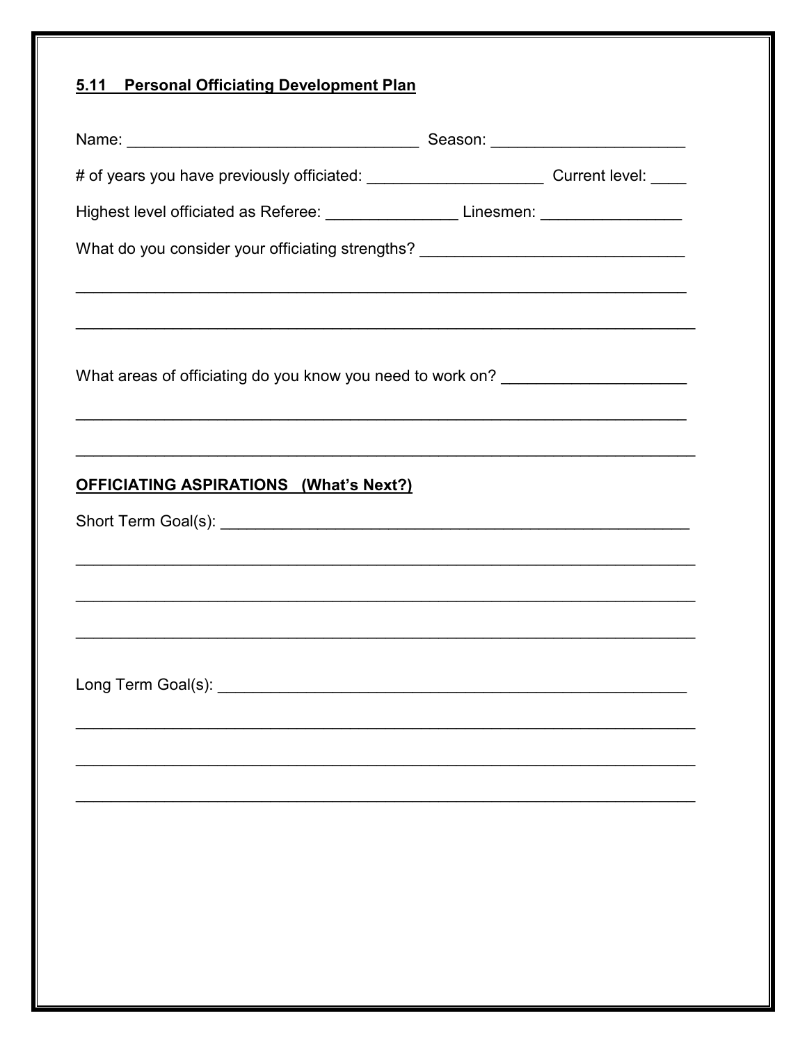## 5.11 Personal Officiating Development Plan

Name: _________________________________ Season: ______________________

# of years you have previously officiated: ____________________ Current level: ____

Highest level officiated as Referee: _______________ Linesmen: ________________

What do you consider your officiating strengths? ______________________________

______________________________________________________________________

______________________________________________________________________

What areas of officiating do you know you need to work on? ____________________

______________________________________________________________________

______________________________________________________________________

## OFFICIATING ASPIRATIONS (What's Next?)

Short Term Goal(s): _______________________________________________________

______________________________________________________________________

______________________________________________________________________

______________________________________________________________________

Long Term Goal(s): ________________________________________________________

______________________________________________________________________

______________________________________________________________________

______________________________________________________________________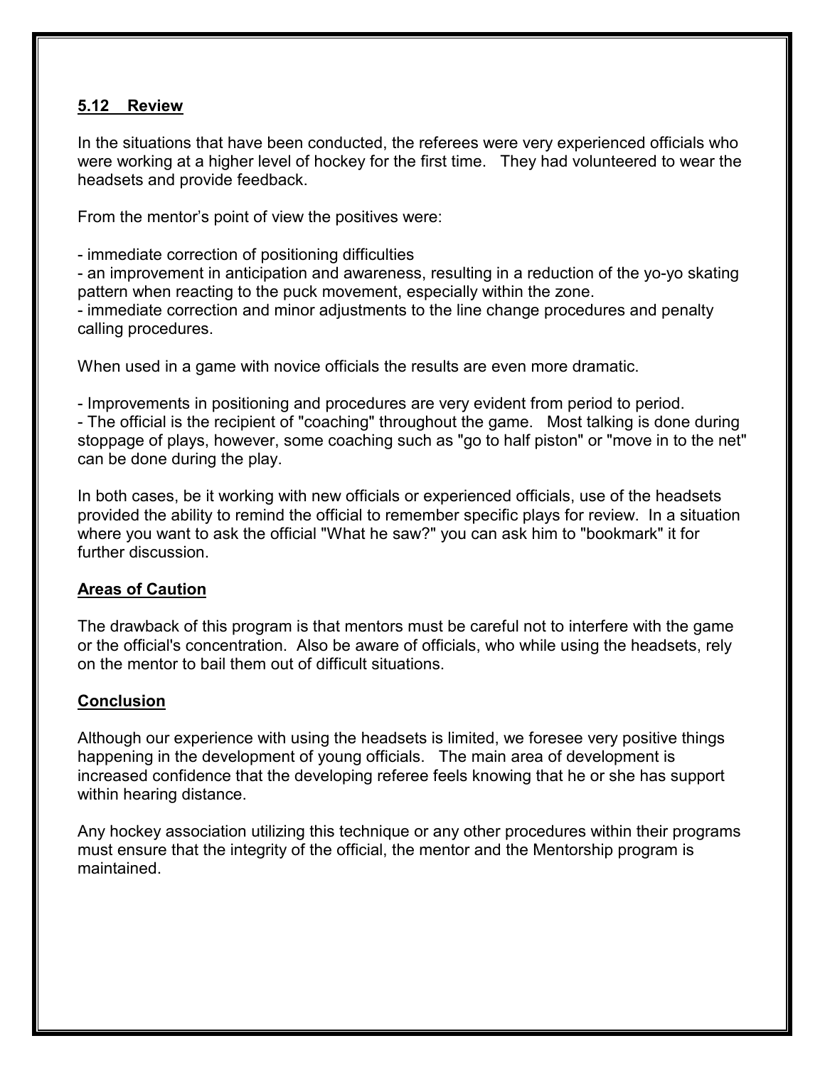## 5.12 Review

In the situations that have been conducted, the referees were very experienced officials who were working at a higher level of hockey for the first time. They had volunteered to wear the headsets and provide feedback.

From the mentor's point of view the positives were:

- immediate correction of positioning difficulties
- an improvement in anticipation and awareness, resulting in a reduction of the yo-yo skating pattern when reacting to the puck movement, especially within the zone.
- immediate correction and minor adjustments to the line change procedures and penalty calling procedures.

When used in a game with novice officials the results are even more dramatic.

- Improvements in positioning and procedures are very evident from period to period.
- The official is the recipient of "coaching" throughout the game. Most talking is done during stoppage of plays, however, some coaching such as "go to half piston" or "move in to the net" can be done during the play.

In both cases, be it working with new officials or experienced officials, use of the headsets provided the ability to remind the official to remember specific plays for review. In a situation where you want to ask the official "What he saw?" you can ask him to "bookmark" it for further discussion.

### Areas of Caution

The drawback of this program is that mentors must be careful not to interfere with the game or the official's concentration. Also be aware of officials, who while using the headsets, rely on the mentor to bail them out of difficult situations.

### Conclusion

Although our experience with using the headsets is limited, we foresee very positive things happening in the development of young officials. The main area of development is increased confidence that the developing referee feels knowing that he or she has support within hearing distance.

Any hockey association utilizing this technique or any other procedures within their programs must ensure that the integrity of the official, the mentor and the Mentorship program is maintained.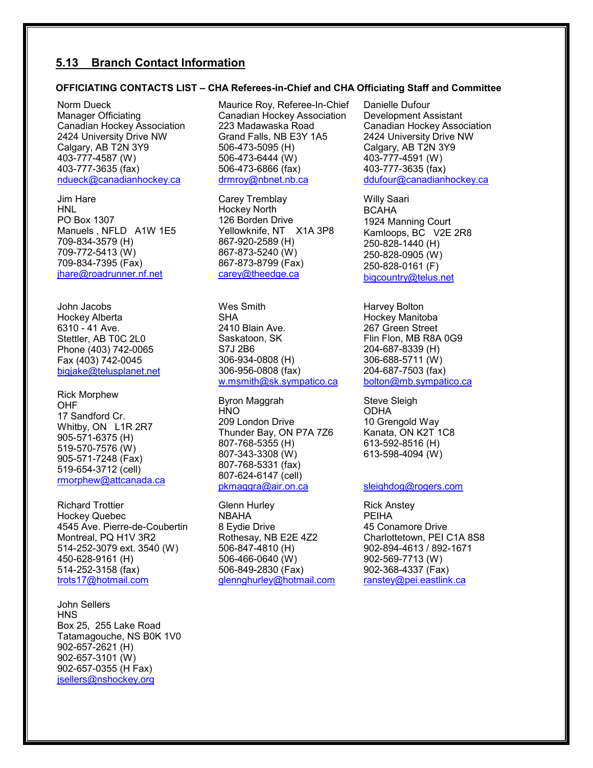## 5.13 Branch Contact Information

**OFFICIATING CONTACTS LIST – CHA Referees-in-Chief and CHA Officiating Staff and Committee**

Norm Dueck
Manager Officiating
Canadian Hockey Association
2424 University Drive NW
Calgary, AB T2N 3Y9
403-777-4587 (W)
403-777-3635 (fax)
ndueck@canadianhockey.ca

Maurice Roy, Referee-In-Chief
Canadian Hockey Association
223 Madawaska Road
Grand Falls, NB E3Y 1A5
506-473-5095 (H)
506-473-6444 (W)
506-473-6866 (fax)
drmroy@nbnet.nb.ca

Danielle Dufour
Development Assistant
Canadian Hockey Association
2424 University Drive NW
Calgary, AB T2N 3Y9
403-777-4591 (W)
403-777-3635 (fax)
ddufour@canadianhockey.ca

Jim Hare
HNL
PO Box 1307
Manuels , NFLD A1W 1E5
709-834-3579 (H)
709-772-5413 (W)
709-834-7395 (Fax)
jhare@roadrunner.nf.net

Carey Tremblay
Hockey North
126 Borden Drive
Yellowknife, NT X1A 3P8
867-920-2589 (H)
867-873-5240 (W)
867-873-8799 (Fax)
carey@theedge.ca

Willy Saari
BCAHA
1924 Manning Court
Kamloops, BC V2E 2R8
250-828-1440 (H)
250-828-0905 (W)
250-828-0161 (F)
bigcountry@telus.net

John Jacobs
Hockey Alberta
6310 - 41 Ave.
Stettler, AB T0C 2L0
Phone (403) 742-0065
Fax (403) 742-0045
bigjake@telusplanet.net

Wes Smith
SHA
2410 Blain Ave.
Saskatoon, SK
S7J 2B6
306-934-0808 (H)
306-956-0808 (fax)
w.msmith@sk.sympatico.ca

Harvey Bolton
Hockey Manitoba
267 Green Street
Flin Flon, MB R8A 0G9
204-687-8339 (H)
306-688-5711 (W)
204-687-7503 (fax)
bolton@mb.sympatico.ca

Rick Morphew
OHF
17 Sandford Cr.
Whitby, ON L1R 2R7
905-571-6375 (H)
519-570-7576 (W)
905-571-7248 (Fax)
519-654-3712 (cell)
rmorphew@attcanada.ca

Byron Maggrah
HNO
209 London Drive
Thunder Bay, ON P7A 7Z6
807-768-5355 (H)
807-343-3308 (W)
807-768-5331 (fax)
807-624-6147 (cell)
pkmaggra@air.on.ca

Steve Sleigh
ODHA
10 Grengold Way
Kanata, ON K2T 1C8
613-592-8516 (H)
613-598-4094 (W)
sleighdog@rogers.com

Richard Trottier
Hockey Quebec
4545 Ave. Pierre-de-Coubertin
Montreal, PQ H1V 3R2
514-252-3079 ext. 3540 (W)
450-628-9161 (H)
514-252-3158 (fax)
trots17@hotmail.com

Glenn Hurley
NBAHA
8 Eydie Drive
Rothesay, NB E2E 4Z2
506-847-4810 (H)
506-466-0640 (W)
506-849-2830 (Fax)
glennghurley@hotmail.com

Rick Anstey
PEIHA
45 Conamore Drive
Charlottetown, PEI C1A 8S8
902-894-4613 / 892-1671
902-569-7713 (W)
902-368-4337 (Fax)
ranstey@pei.eastlink.ca

John Sellers
HNS
Box 25, 255 Lake Road
Tatamagouche, NS B0K 1V0
902-657-2621 (H)
902-657-3101 (W)
902-657-0355 (H Fax)
jsellers@nshockey.org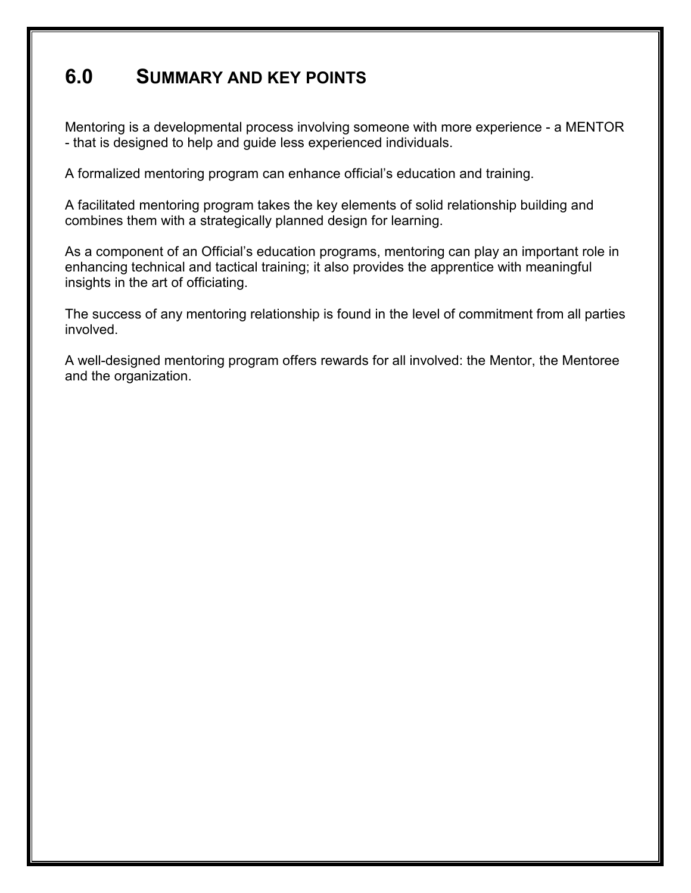## 6.0 SUMMARY AND KEY POINTS

Mentoring is a developmental process involving someone with more experience - a MENTOR - that is designed to help and guide less experienced individuals.

A formalized mentoring program can enhance official's education and training.

A facilitated mentoring program takes the key elements of solid relationship building and combines them with a strategically planned design for learning.

As a component of an Official's education programs, mentoring can play an important role in enhancing technical and tactical training; it also provides the apprentice with meaningful insights in the art of officiating.

The success of any mentoring relationship is found in the level of commitment from all parties involved.

A well-designed mentoring program offers rewards for all involved: the Mentor, the Mentoree and the organization.